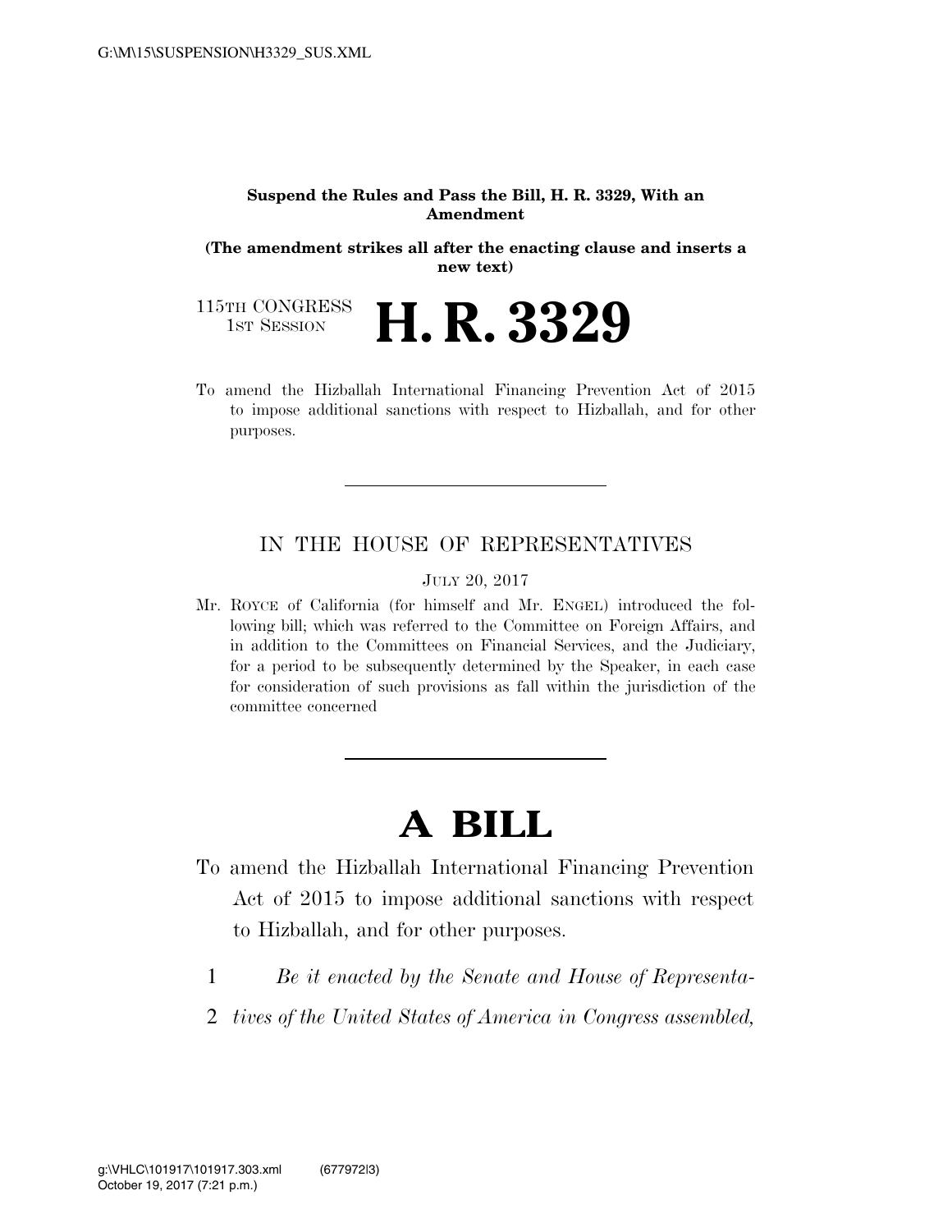**Suspend the Rules and Pass the Bill, H. R. 3329, With an Amendment**

**(The amendment strikes all after the enacting clause and inserts a new text)**

115TH CONGRESS
1ST SESSION

# H. R. 3329

To amend the Hizballah International Financing Prevention Act of 2015 to impose additional sanctions with respect to Hizballah, and for other purposes.

---

IN THE HOUSE OF REPRESENTATIVES

JULY 20, 2017

Mr. ROYCE of California (for himself and Mr. ENGEL) introduced the following bill; which was referred to the Committee on Foreign Affairs, and in addition to the Committees on Financial Services, and the Judiciary, for a period to be subsequently determined by the Speaker, in each case for consideration of such provisions as fall within the jurisdiction of the committee concerned

---

# A BILL

To amend the Hizballah International Financing Prevention Act of 2015 to impose additional sanctions with respect to Hizballah, and for other purposes.

1 *Be it enacted by the Senate and House of Representa-*
2 *tives of the United States of America in Congress assembled,*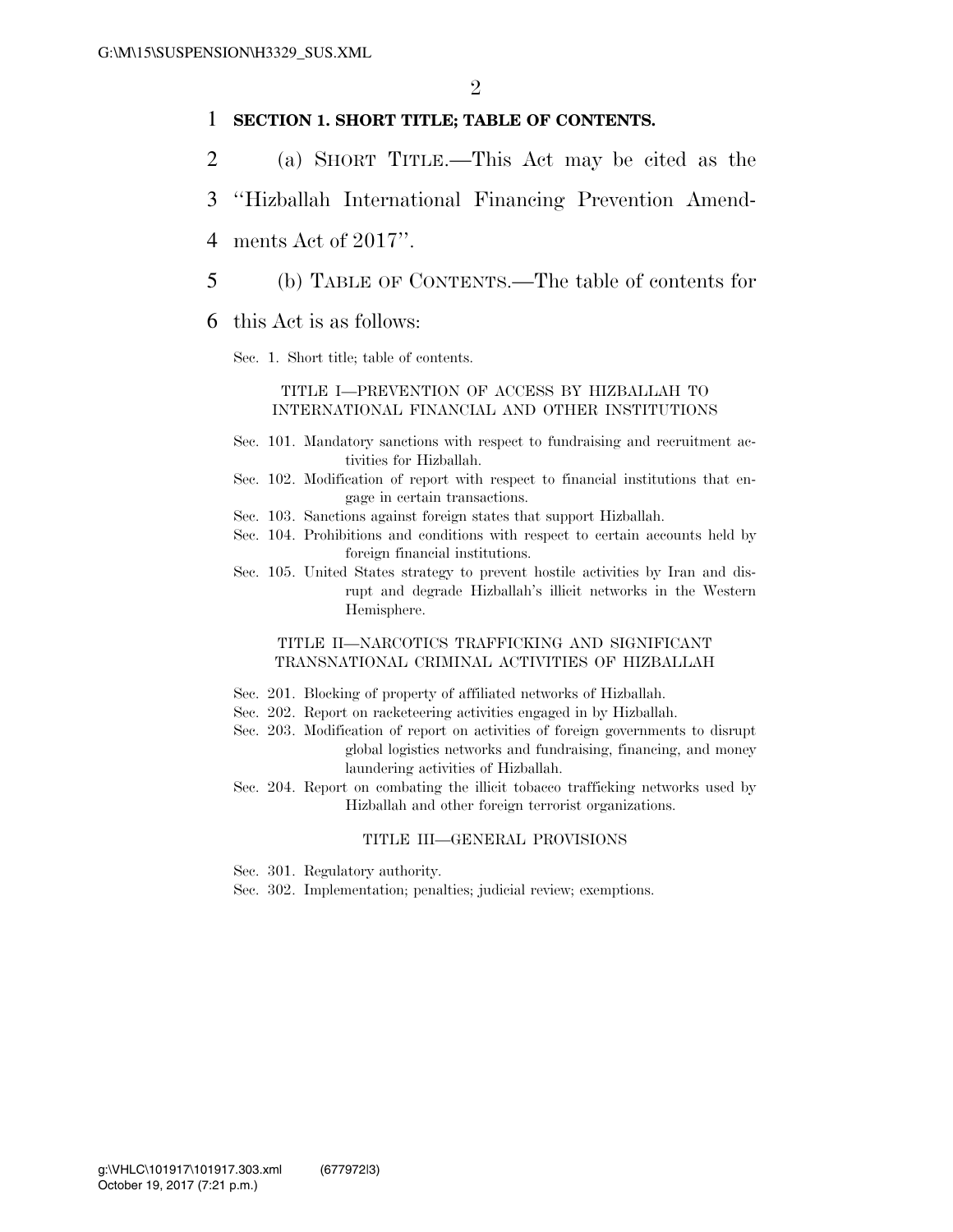**SECTION 1. SHORT TITLE; TABLE OF CONTENTS.**

(a) SHORT TITLE.—This Act may be cited as the ''Hizballah International Financing Prevention Amendments Act of 2017''.

(b) TABLE OF CONTENTS.—The table of contents for this Act is as follows:

Sec. 1. Short title; table of contents.

TITLE I—PREVENTION OF ACCESS BY HIZBALLAH TO INTERNATIONAL FINANCIAL AND OTHER INSTITUTIONS

Sec. 101. Mandatory sanctions with respect to fundraising and recruitment activities for Hizballah.
Sec. 102. Modification of report with respect to financial institutions that engage in certain transactions.
Sec. 103. Sanctions against foreign states that support Hizballah.
Sec. 104. Prohibitions and conditions with respect to certain accounts held by foreign financial institutions.
Sec. 105. United States strategy to prevent hostile activities by Iran and disrupt and degrade Hizballah's illicit networks in the Western Hemisphere.

TITLE II—NARCOTICS TRAFFICKING AND SIGNIFICANT TRANSNATIONAL CRIMINAL ACTIVITIES OF HIZBALLAH

Sec. 201. Blocking of property of affiliated networks of Hizballah.
Sec. 202. Report on racketeering activities engaged in by Hizballah.
Sec. 203. Modification of report on activities of foreign governments to disrupt global logistics networks and fundraising, financing, and money laundering activities of Hizballah.
Sec. 204. Report on combating the illicit tobacco trafficking networks used by Hizballah and other foreign terrorist organizations.

TITLE III—GENERAL PROVISIONS

Sec. 301. Regulatory authority.
Sec. 302. Implementation; penalties; judicial review; exemptions.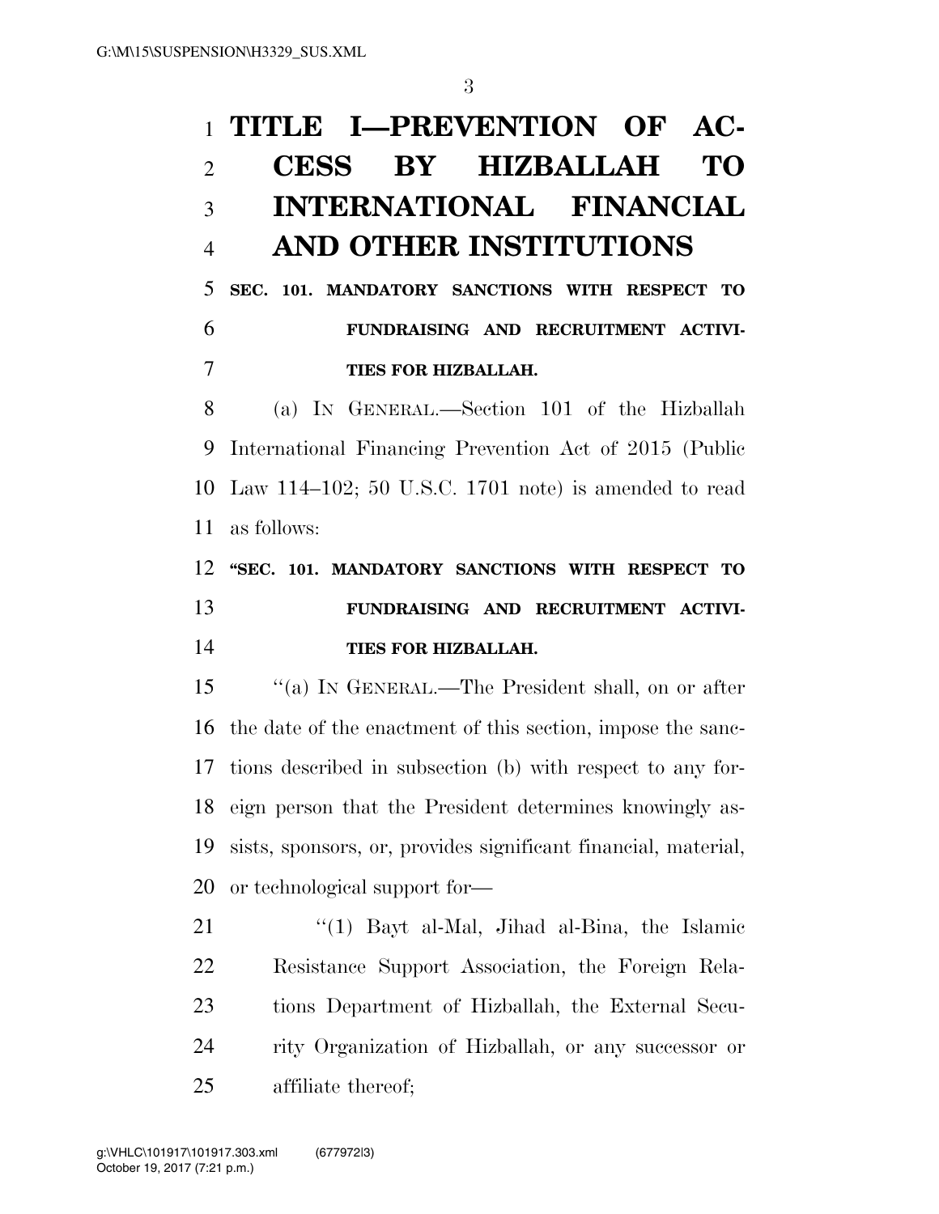# TITLE I—PREVENTION OF ACCESS BY HIZBALLAH TO INTERNATIONAL FINANCIAL AND OTHER INSTITUTIONS

**SEC. 101. MANDATORY SANCTIONS WITH RESPECT TO FUNDRAISING AND RECRUITMENT ACTIVITIES FOR HIZBALLAH.**

(a) IN GENERAL.—Section 101 of the Hizballah International Financing Prevention Act of 2015 (Public Law 114–102; 50 U.S.C. 1701 note) is amended to read as follows:

**"SEC. 101. MANDATORY SANCTIONS WITH RESPECT TO FUNDRAISING AND RECRUITMENT ACTIVITIES FOR HIZBALLAH.**

"(a) IN GENERAL.—The President shall, on or after the date of the enactment of this section, impose the sanctions described in subsection (b) with respect to any foreign person that the President determines knowingly assists, sponsors, or, provides significant financial, material, or technological support for—

"(1) Bayt al-Mal, Jihad al-Bina, the Islamic Resistance Support Association, the Foreign Relations Department of Hizballah, the External Security Organization of Hizballah, or any successor or affiliate thereof;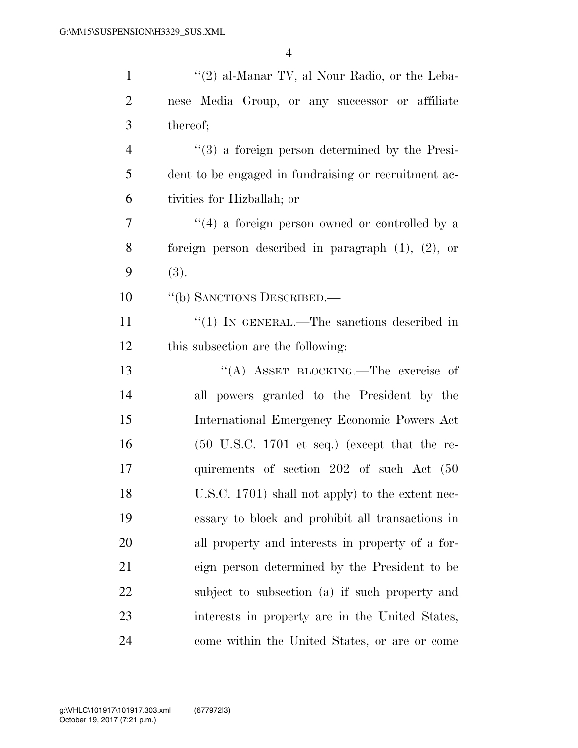''(2) al-Manar TV, al Nour Radio, or the Lebanese Media Group, or any successor or affiliate thereof;

''(3) a foreign person determined by the President to be engaged in fundraising or recruitment activities for Hizballah; or

''(4) a foreign person owned or controlled by a foreign person described in paragraph (1), (2), or (3).

''(b) SANCTIONS DESCRIBED.—

''(1) IN GENERAL.—The sanctions described in this subsection are the following:

''(A) ASSET BLOCKING.—The exercise of all powers granted to the President by the International Emergency Economic Powers Act (50 U.S.C. 1701 et seq.) (except that the requirements of section 202 of such Act (50 U.S.C. 1701) shall not apply) to the extent necessary to block and prohibit all transactions in all property and interests in property of a foreign person determined by the President to be subject to subsection (a) if such property and interests in property are in the United States, come within the United States, or are or come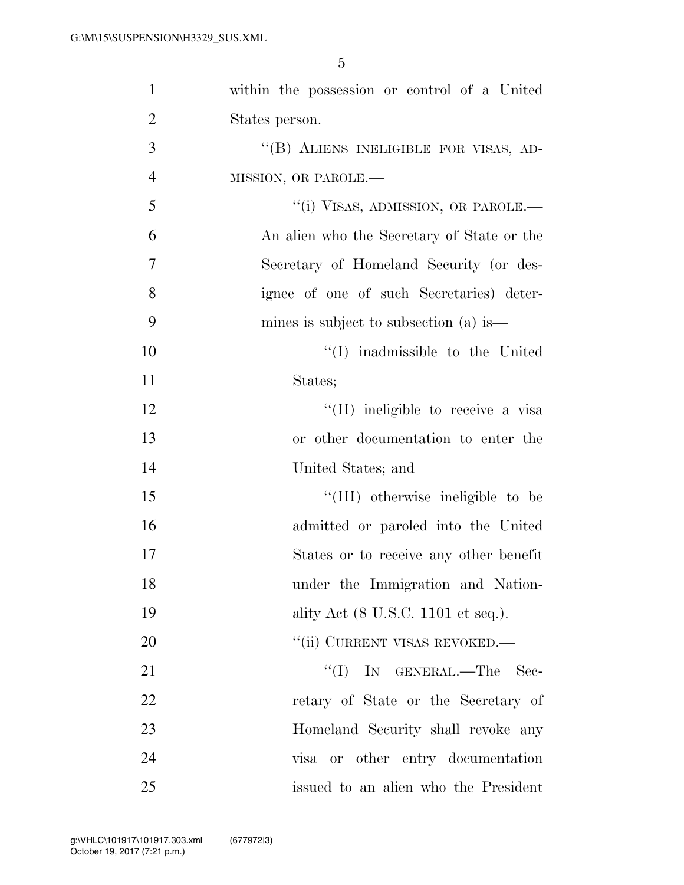within the possession or control of a United States person.

"(B) ALIENS INELIGIBLE FOR VISAS, ADMISSION, OR PAROLE.—

"(i) VISAS, ADMISSION, OR PAROLE.— An alien who the Secretary of State or the Secretary of Homeland Security (or designee of one of such Secretaries) determines is subject to subsection (a) is—

"(I) inadmissible to the United States;

"(II) ineligible to receive a visa or other documentation to enter the United States; and

"(III) otherwise ineligible to be admitted or paroled into the United States or to receive any other benefit under the Immigration and Nationality Act (8 U.S.C. 1101 et seq.).

"(ii) CURRENT VISAS REVOKED.—

"(I) IN GENERAL.—The Secretary of State or the Secretary of Homeland Security shall revoke any visa or other entry documentation issued to an alien who the President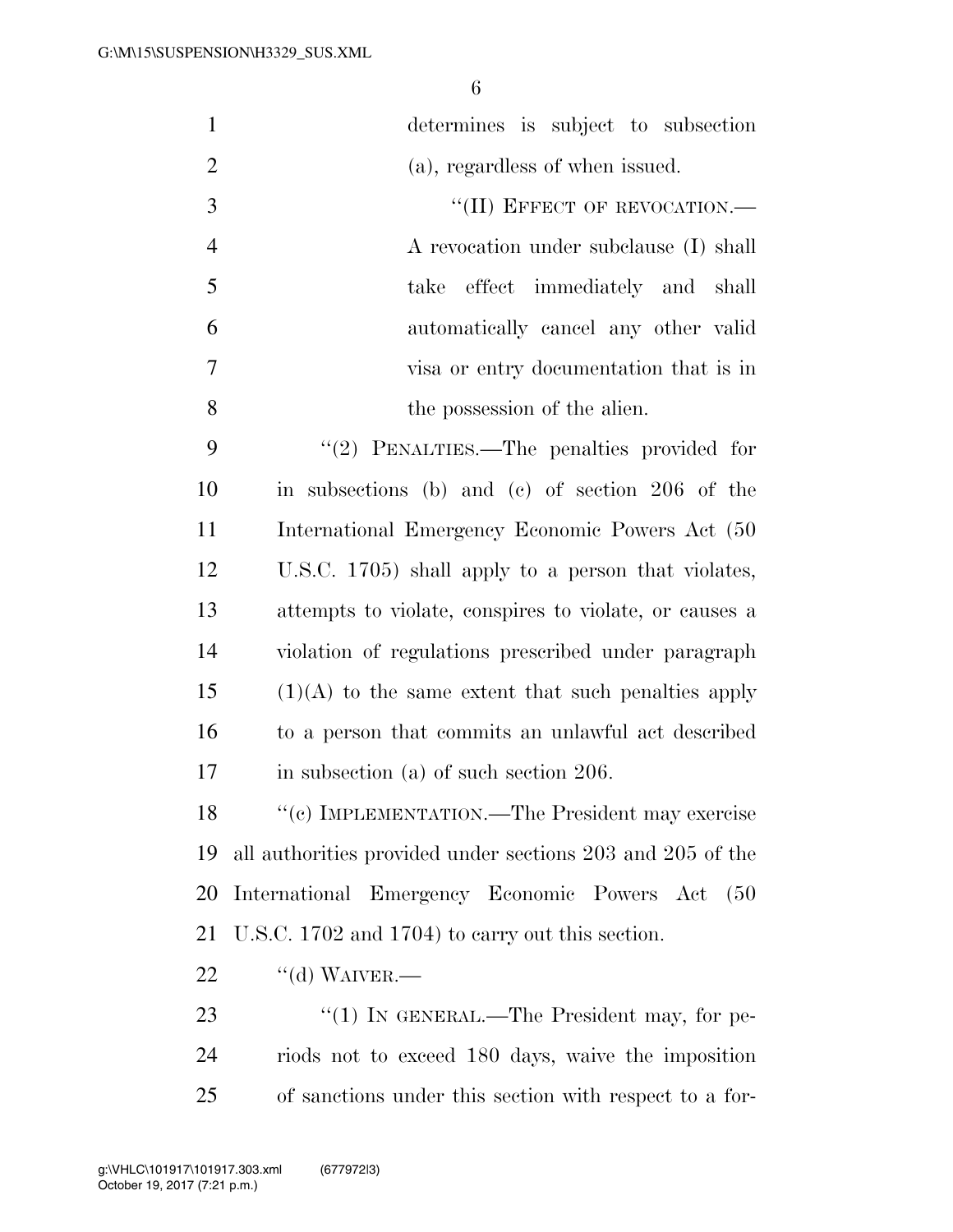determines is subject to subsection (a), regardless of when issued.

"(II) EFFECT OF REVOCATION.—A revocation under subclause (I) shall take effect immediately and shall automatically cancel any other valid visa or entry documentation that is in the possession of the alien.

"(2) PENALTIES.—The penalties provided for in subsections (b) and (c) of section 206 of the International Emergency Economic Powers Act (50 U.S.C. 1705) shall apply to a person that violates, attempts to violate, conspires to violate, or causes a violation of regulations prescribed under paragraph (1)(A) to the same extent that such penalties apply to a person that commits an unlawful act described in subsection (a) of such section 206.

"(c) IMPLEMENTATION.—The President may exercise all authorities provided under sections 203 and 205 of the International Emergency Economic Powers Act (50 U.S.C. 1702 and 1704) to carry out this section.

"(d) WAIVER.—

"(1) IN GENERAL.—The President may, for periods not to exceed 180 days, waive the imposition of sanctions under this section with respect to a for-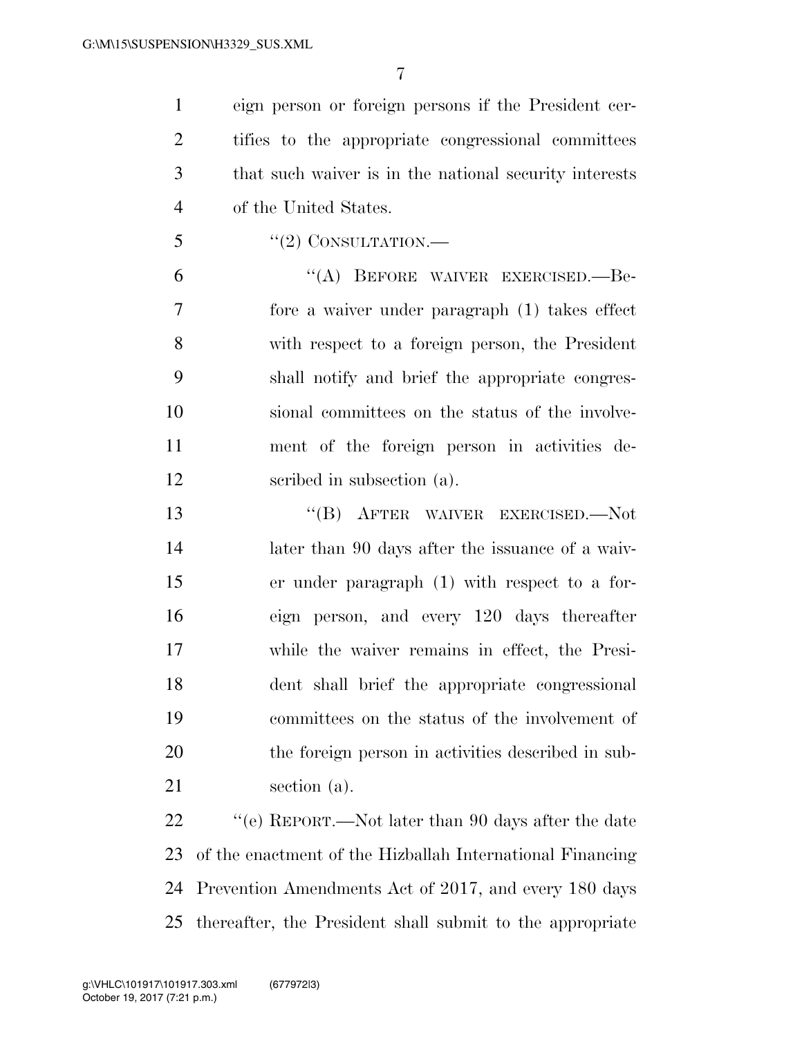eign person or foreign persons if the President certifies to the appropriate congressional committees that such waiver is in the national security interests of the United States.

"(2) CONSULTATION.—

"(A) BEFORE WAIVER EXERCISED.—Before a waiver under paragraph (1) takes effect with respect to a foreign person, the President shall notify and brief the appropriate congressional committees on the status of the involvement of the foreign person in activities described in subsection (a).

"(B) AFTER WAIVER EXERCISED.—Not later than 90 days after the issuance of a waiver under paragraph (1) with respect to a foreign person, and every 120 days thereafter while the waiver remains in effect, the President shall brief the appropriate congressional committees on the status of the involvement of the foreign person in activities described in subsection (a).

"(e) REPORT.—Not later than 90 days after the date of the enactment of the Hizballah International Financing Prevention Amendments Act of 2017, and every 180 days thereafter, the President shall submit to the appropriate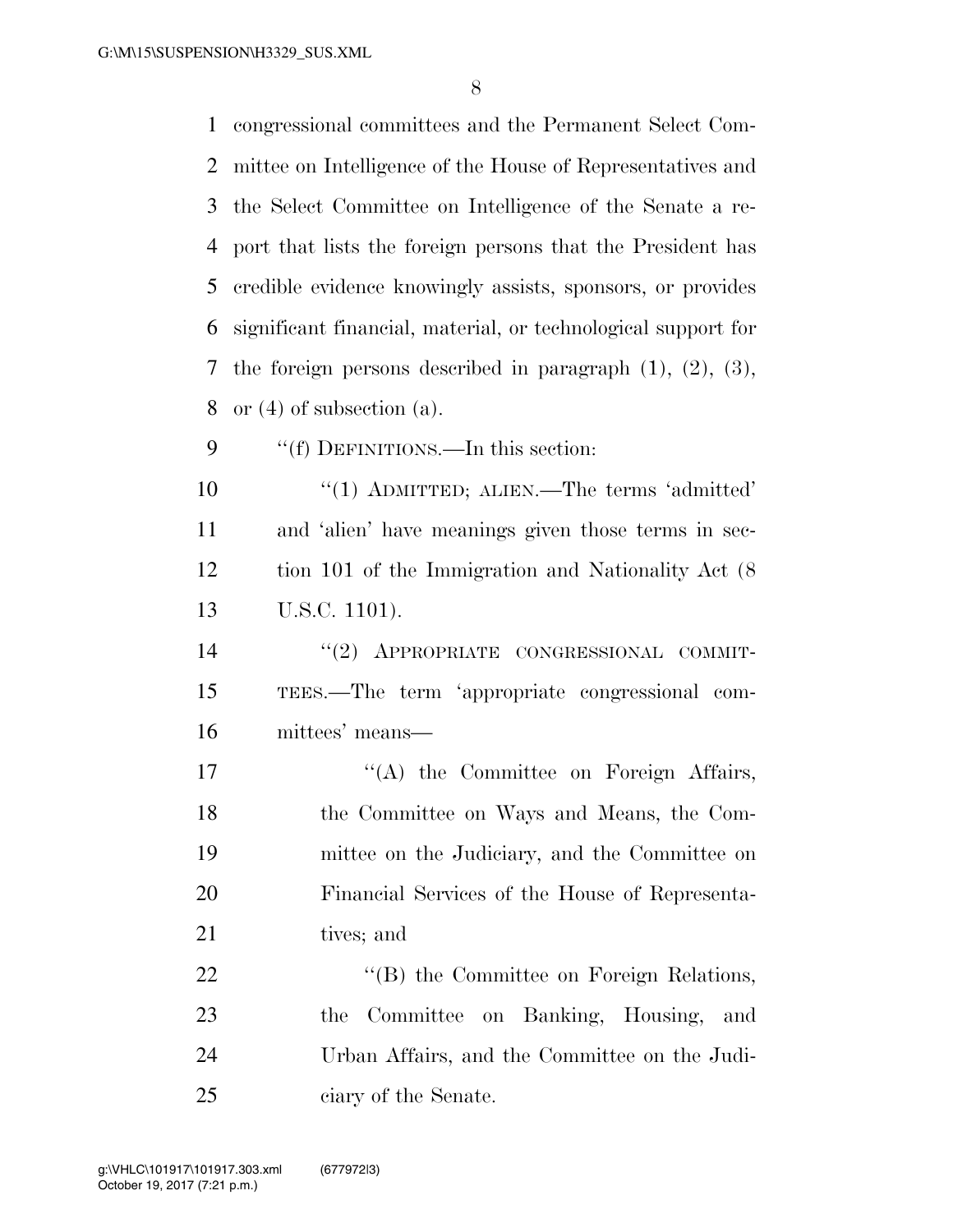congressional committees and the Permanent Select Committee on Intelligence of the House of Representatives and the Select Committee on Intelligence of the Senate a report that lists the foreign persons that the President has credible evidence knowingly assists, sponsors, or provides significant financial, material, or technological support for the foreign persons described in paragraph (1), (2), (3), or (4) of subsection (a).

"(f) DEFINITIONS.—In this section:

"(1) ADMITTED; ALIEN.—The terms 'admitted' and 'alien' have meanings given those terms in section 101 of the Immigration and Nationality Act (8 U.S.C. 1101).

"(2) APPROPRIATE CONGRESSIONAL COMMITTEES.—The term 'appropriate congressional committees' means—

"(A) the Committee on Foreign Affairs, the Committee on Ways and Means, the Committee on the Judiciary, and the Committee on Financial Services of the House of Representatives; and

"(B) the Committee on Foreign Relations, the Committee on Banking, Housing, and Urban Affairs, and the Committee on the Judiciary of the Senate.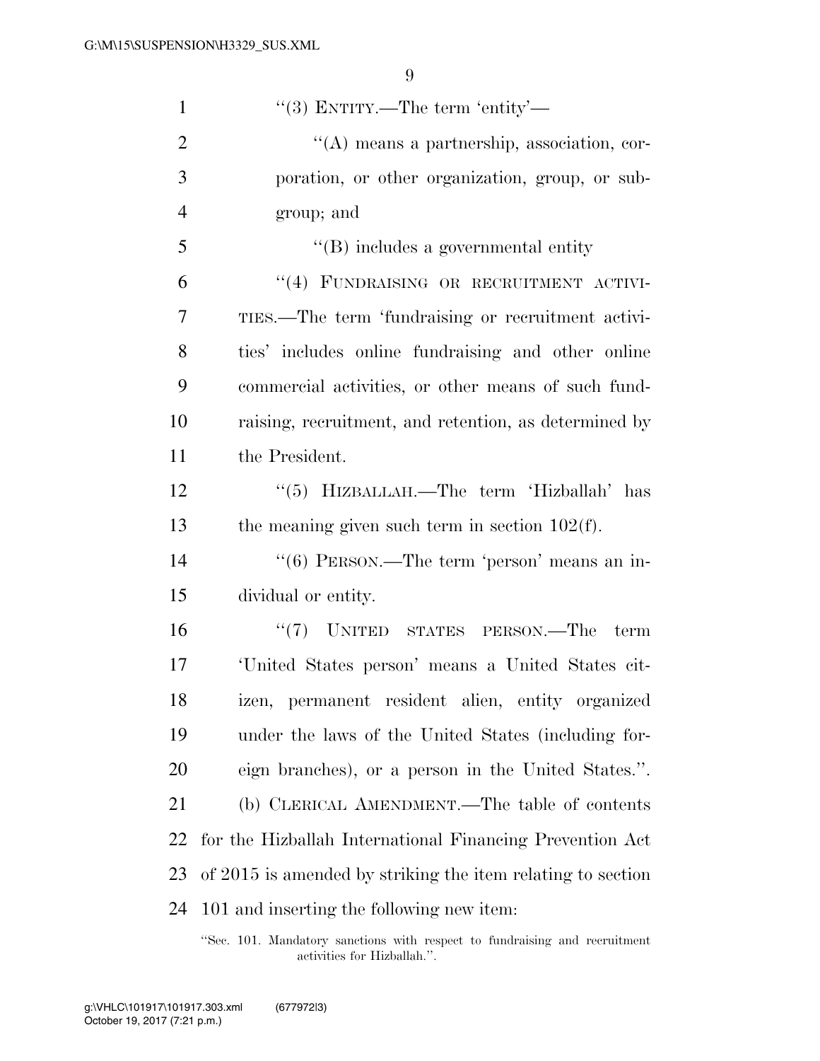''(3) ENTITY.—The term 'entity'—

''(A) means a partnership, association, corporation, or other organization, group, or subgroup; and

''(B) includes a governmental entity

''(4) FUNDRAISING OR RECRUITMENT ACTIVITIES.—The term 'fundraising or recruitment activities' includes online fundraising and other online commercial activities, or other means of such fundraising, recruitment, and retention, as determined by the President.

''(5) HIZBALLAH.—The term 'Hizballah' has the meaning given such term in section 102(f).

''(6) PERSON.—The term 'person' means an individual or entity.

''(7) UNITED STATES PERSON.—The term 'United States person' means a United States citizen, permanent resident alien, entity organized under the laws of the United States (including foreign branches), or a person in the United States.''.

(b) CLERICAL AMENDMENT.—The table of contents for the Hizballah International Financing Prevention Act of 2015 is amended by striking the item relating to section 101 and inserting the following new item:

''Sec. 101. Mandatory sanctions with respect to fundraising and recruitment activities for Hizballah.''.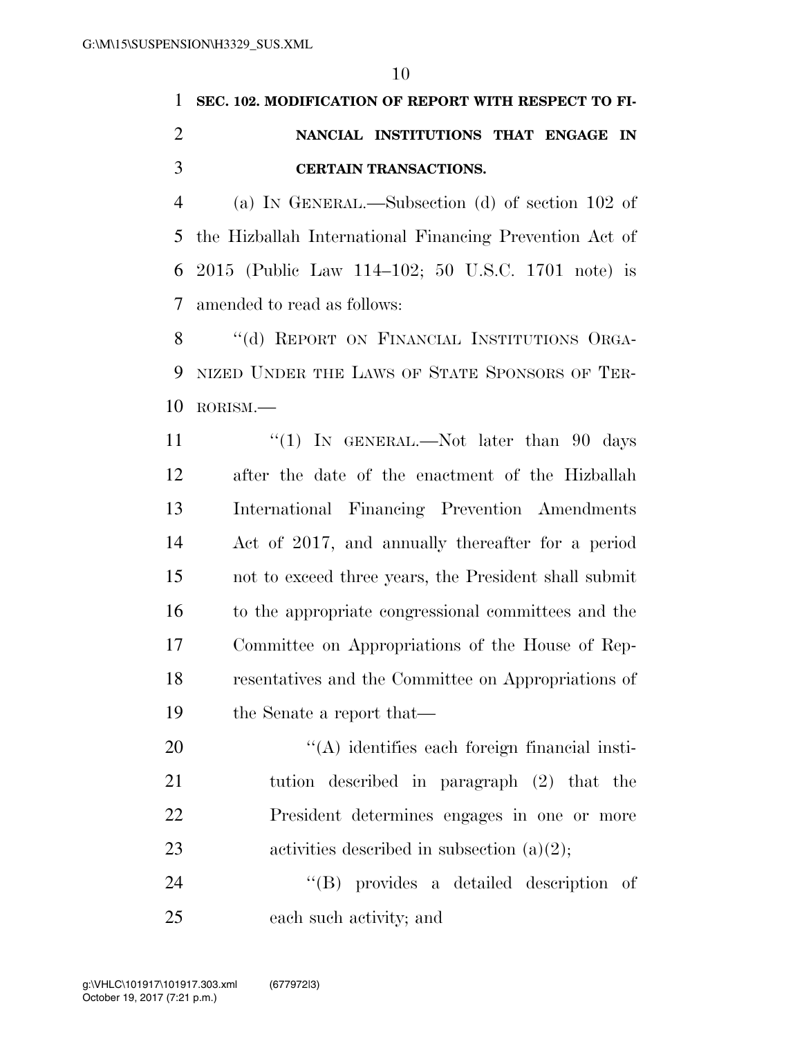**SEC. 102. MODIFICATION OF REPORT WITH RESPECT TO FINANCIAL INSTITUTIONS THAT ENGAGE IN CERTAIN TRANSACTIONS.**

(a) IN GENERAL.—Subsection (d) of section 102 of the Hizballah International Financing Prevention Act of 2015 (Public Law 114–102; 50 U.S.C. 1701 note) is amended to read as follows:

"(d) REPORT ON FINANCIAL INSTITUTIONS ORGANIZED UNDER THE LAWS OF STATE SPONSORS OF TERRORISM.—

"(1) IN GENERAL.—Not later than 90 days after the date of the enactment of the Hizballah International Financing Prevention Amendments Act of 2017, and annually thereafter for a period not to exceed three years, the President shall submit to the appropriate congressional committees and the Committee on Appropriations of the House of Representatives and the Committee on Appropriations of the Senate a report that—

"(A) identifies each foreign financial institution described in paragraph (2) that the President determines engages in one or more activities described in subsection (a)(2);

"(B) provides a detailed description of each such activity; and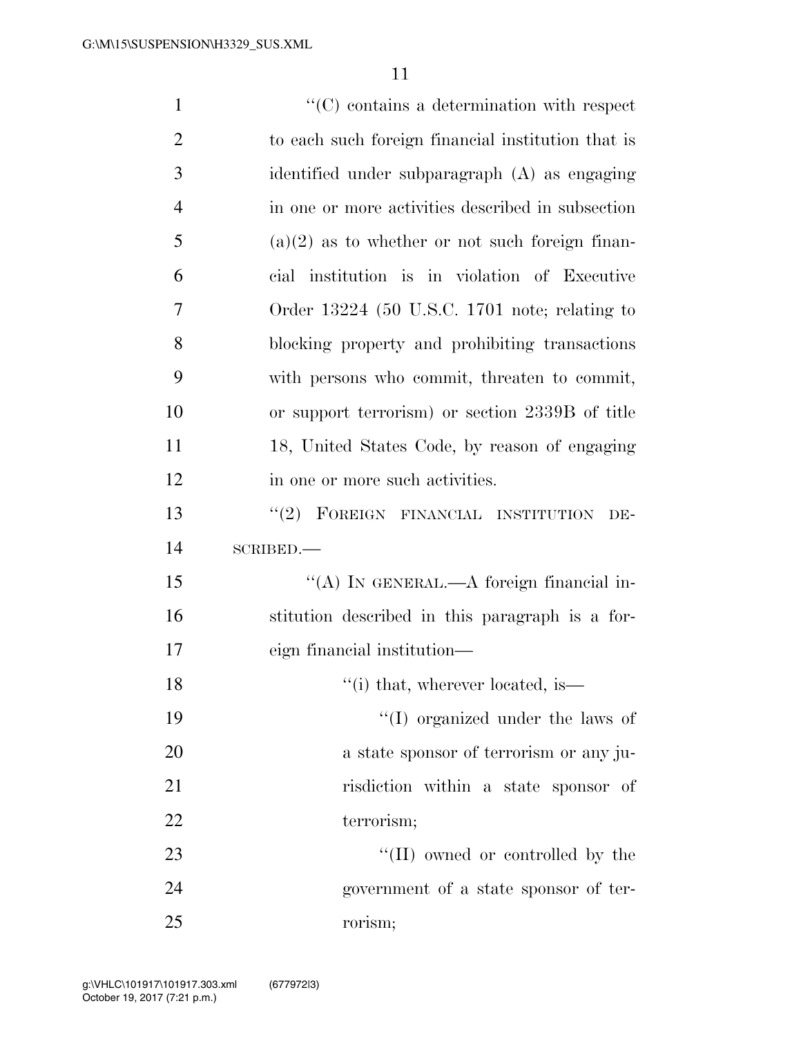''(C) contains a determination with respect to each such foreign financial institution that is identified under subparagraph (A) as engaging in one or more activities described in subsection (a)(2) as to whether or not such foreign financial institution is in violation of Executive Order 13224 (50 U.S.C. 1701 note; relating to blocking property and prohibiting transactions with persons who commit, threaten to commit, or support terrorism) or section 2339B of title 18, United States Code, by reason of engaging in one or more such activities.

''(2) FOREIGN FINANCIAL INSTITUTION DESCRIBED.—

''(A) IN GENERAL.—A foreign financial institution described in this paragraph is a foreign financial institution—

''(i) that, wherever located, is—

''(I) organized under the laws of a state sponsor of terrorism or any jurisdiction within a state sponsor of terrorism;

''(II) owned or controlled by the government of a state sponsor of terrorism;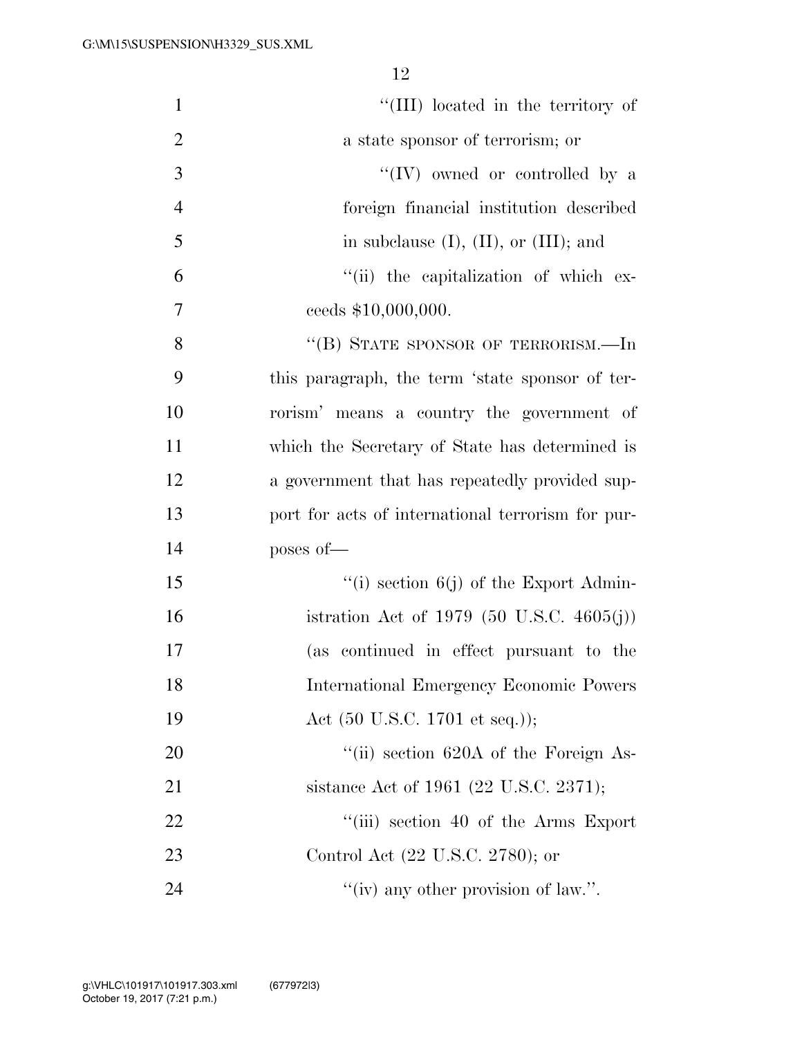"(III) located in the territory of a state sponsor of terrorism; or

"(IV) owned or controlled by a foreign financial institution described in subclause (I), (II), or (III); and

"(ii) the capitalization of which exceeds $10,000,000.

"(B) STATE SPONSOR OF TERRORISM.—In this paragraph, the term 'state sponsor of terrorism' means a country the government of which the Secretary of State has determined is a government that has repeatedly provided support for acts of international terrorism for purposes of—

"(i) section 6(j) of the Export Administration Act of 1979 (50 U.S.C. 4605(j)) (as continued in effect pursuant to the International Emergency Economic Powers Act (50 U.S.C. 1701 et seq.));

"(ii) section 620A of the Foreign Assistance Act of 1961 (22 U.S.C. 2371);

"(iii) section 40 of the Arms Export Control Act (22 U.S.C. 2780); or

"(iv) any other provision of law.".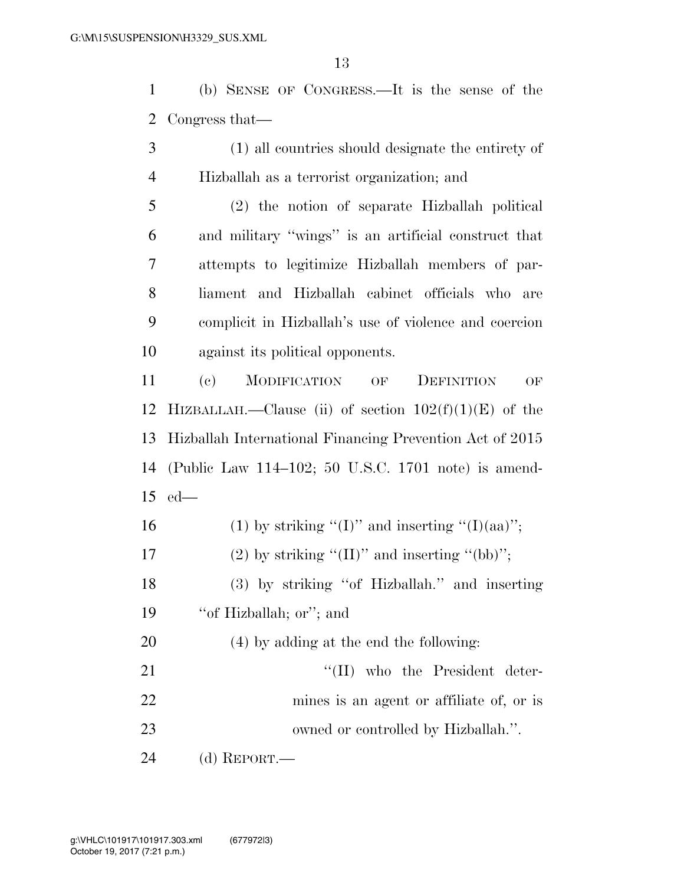(b) SENSE OF CONGRESS.—It is the sense of the Congress that—

(1) all countries should designate the entirety of Hizballah as a terrorist organization; and

(2) the notion of separate Hizballah political and military ''wings'' is an artificial construct that attempts to legitimize Hizballah members of parliament and Hizballah cabinet officials who are complicit in Hizballah's use of violence and coercion against its political opponents.

(c) MODIFICATION OF DEFINITION OF HIZBALLAH.—Clause (ii) of section 102(f)(1)(E) of the Hizballah International Financing Prevention Act of 2015 (Public Law 114–102; 50 U.S.C. 1701 note) is amended—

(1) by striking ''(I)'' and inserting ''(I)(aa)'';

(2) by striking ''(II)'' and inserting ''(bb)'';

(3) by striking ''of Hizballah.'' and inserting ''of Hizballah; or''; and

(4) by adding at the end the following:

''(II) who the President determines is an agent or affiliate of, or is owned or controlled by Hizballah.''.

(d) REPORT.—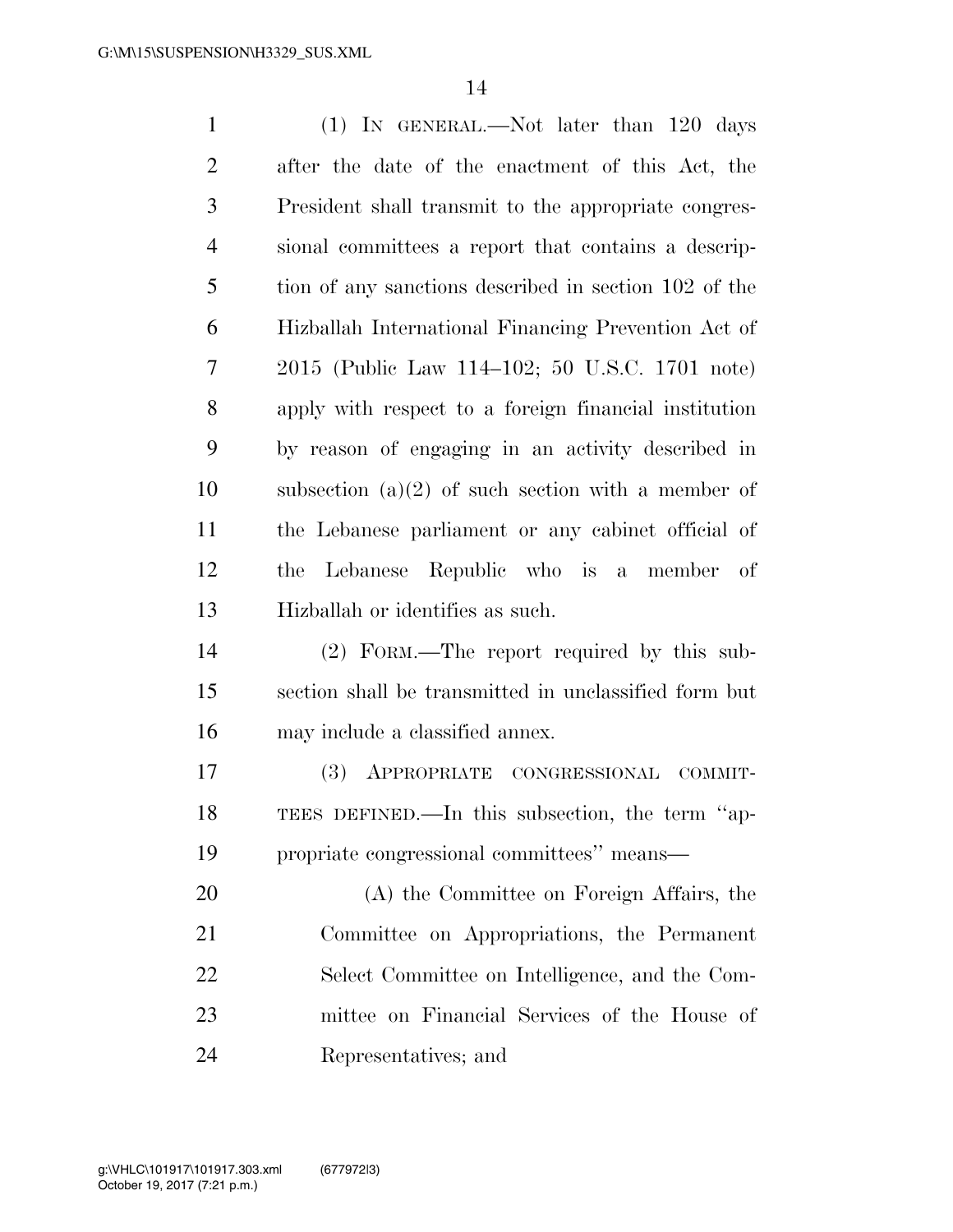(1) IN GENERAL.—Not later than 120 days after the date of the enactment of this Act, the President shall transmit to the appropriate congressional committees a report that contains a description of any sanctions described in section 102 of the Hizballah International Financing Prevention Act of 2015 (Public Law 114–102; 50 U.S.C. 1701 note) apply with respect to a foreign financial institution by reason of engaging in an activity described in subsection (a)(2) of such section with a member of the Lebanese parliament or any cabinet official of the Lebanese Republic who is a member of Hizballah or identifies as such.

(2) FORM.—The report required by this subsection shall be transmitted in unclassified form but may include a classified annex.

(3) APPROPRIATE CONGRESSIONAL COMMITTEES DEFINED.—In this subsection, the term ''appropriate congressional committees'' means—

(A) the Committee on Foreign Affairs, the Committee on Appropriations, the Permanent Select Committee on Intelligence, and the Committee on Financial Services of the House of Representatives; and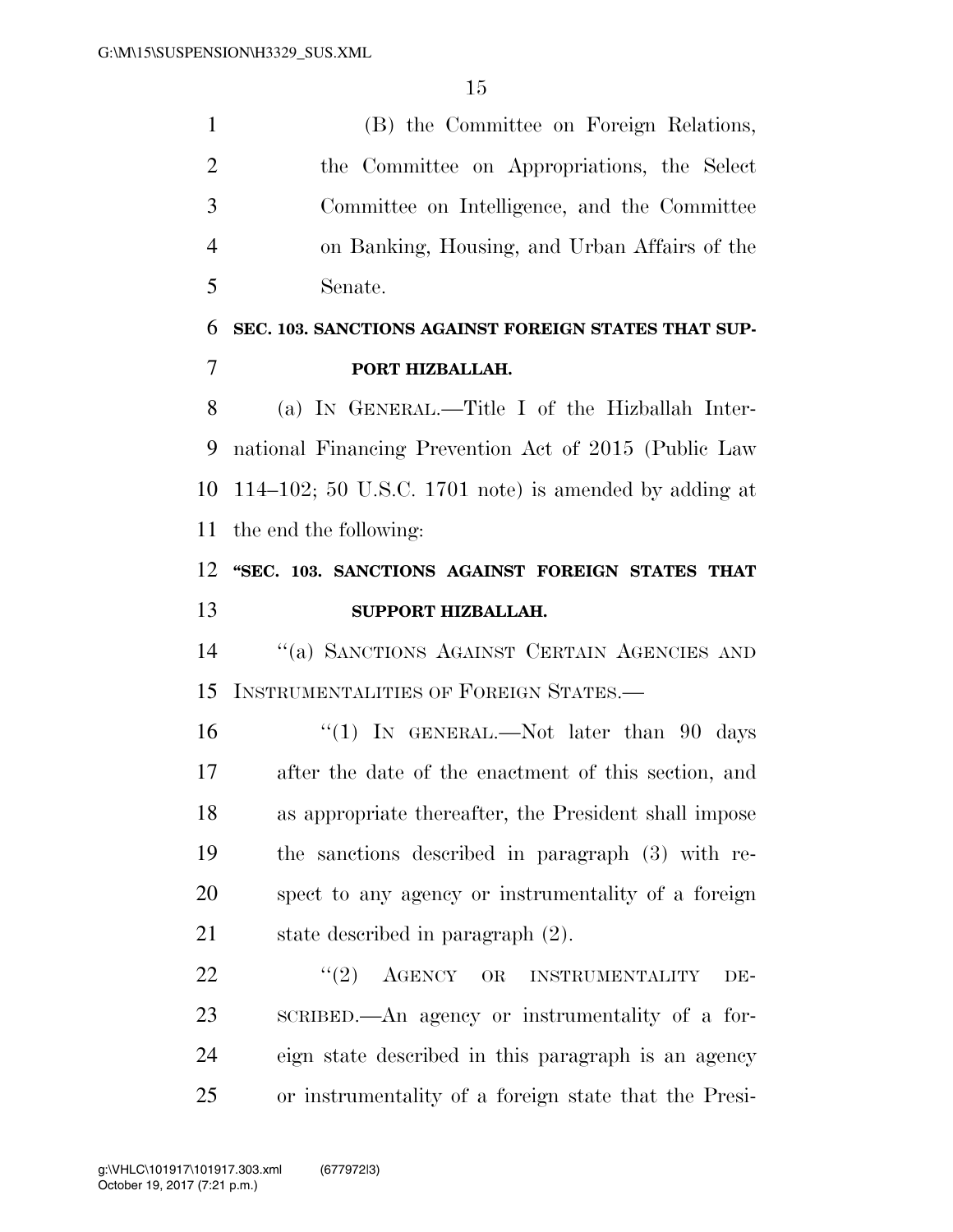(B) the Committee on Foreign Relations, the Committee on Appropriations, the Select Committee on Intelligence, and the Committee on Banking, Housing, and Urban Affairs of the Senate.

**SEC. 103. SANCTIONS AGAINST FOREIGN STATES THAT SUPPORT HIZBALLAH.**

(a) IN GENERAL.—Title I of the Hizballah International Financing Prevention Act of 2015 (Public Law 114–102; 50 U.S.C. 1701 note) is amended by adding at the end the following:

**"SEC. 103. SANCTIONS AGAINST FOREIGN STATES THAT SUPPORT HIZBALLAH.**

"(a) SANCTIONS AGAINST CERTAIN AGENCIES AND INSTRUMENTALITIES OF FOREIGN STATES.—

"(1) IN GENERAL.—Not later than 90 days after the date of the enactment of this section, and as appropriate thereafter, the President shall impose the sanctions described in paragraph (3) with respect to any agency or instrumentality of a foreign state described in paragraph (2).

"(2) AGENCY OR INSTRUMENTALITY DESCRIBED.—An agency or instrumentality of a foreign state described in this paragraph is an agency or instrumentality of a foreign state that the Presi-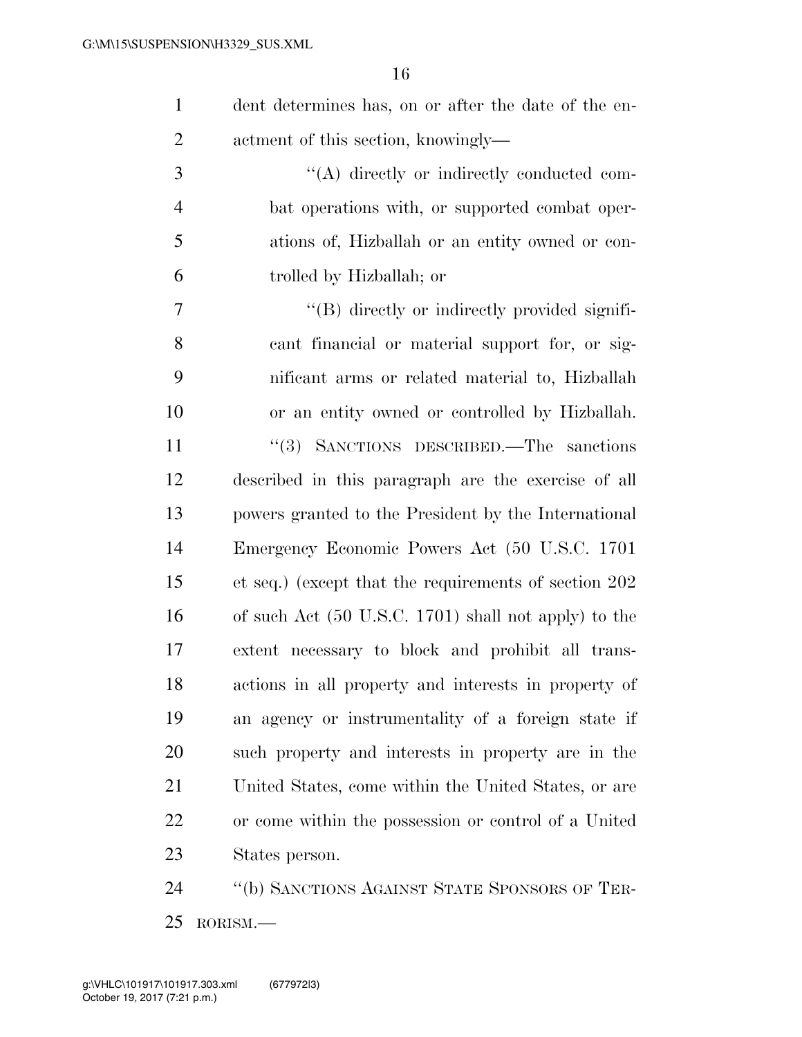dent determines has, on or after the date of the enactment of this section, knowingly—

"(A) directly or indirectly conducted combat operations with, or supported combat operations of, Hizballah or an entity owned or controlled by Hizballah; or

"(B) directly or indirectly provided significant financial or material support for, or significant arms or related material to, Hizballah or an entity owned or controlled by Hizballah.

"(3) SANCTIONS DESCRIBED.—The sanctions described in this paragraph are the exercise of all powers granted to the President by the International Emergency Economic Powers Act (50 U.S.C. 1701 et seq.) (except that the requirements of section 202 of such Act (50 U.S.C. 1701) shall not apply) to the extent necessary to block and prohibit all transactions in all property and interests in property of an agency or instrumentality of a foreign state if such property and interests in property are in the United States, come within the United States, or are or come within the possession or control of a United States person.

"(b) SANCTIONS AGAINST STATE SPONSORS OF TERRORISM.—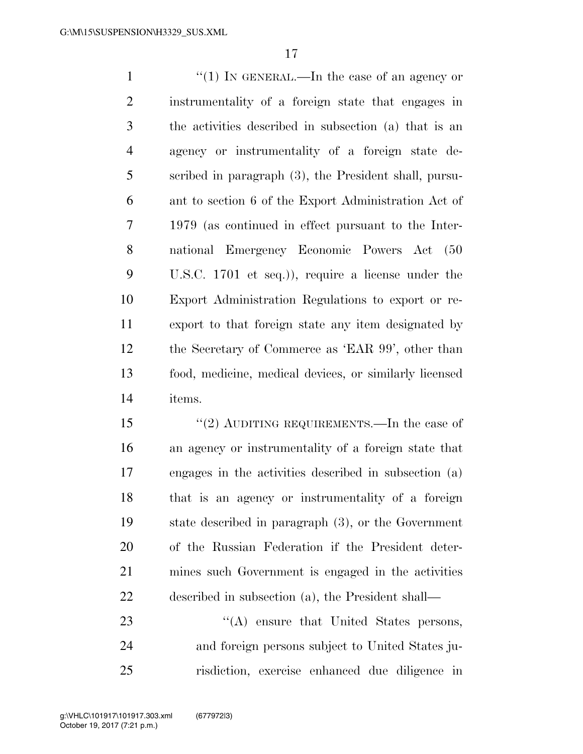"(1) IN GENERAL.—In the case of an agency or instrumentality of a foreign state that engages in the activities described in subsection (a) that is an agency or instrumentality of a foreign state described in paragraph (3), the President shall, pursuant to section 6 of the Export Administration Act of 1979 (as continued in effect pursuant to the International Emergency Economic Powers Act (50 U.S.C. 1701 et seq.)), require a license under the Export Administration Regulations to export or reexport to that foreign state any item designated by the Secretary of Commerce as 'EAR 99', other than food, medicine, medical devices, or similarly licensed items.

"(2) AUDITING REQUIREMENTS.—In the case of an agency or instrumentality of a foreign state that engages in the activities described in subsection (a) that is an agency or instrumentality of a foreign state described in paragraph (3), or the Government of the Russian Federation if the President determines such Government is engaged in the activities described in subsection (a), the President shall—

"(A) ensure that United States persons, and foreign persons subject to United States jurisdiction, exercise enhanced due diligence in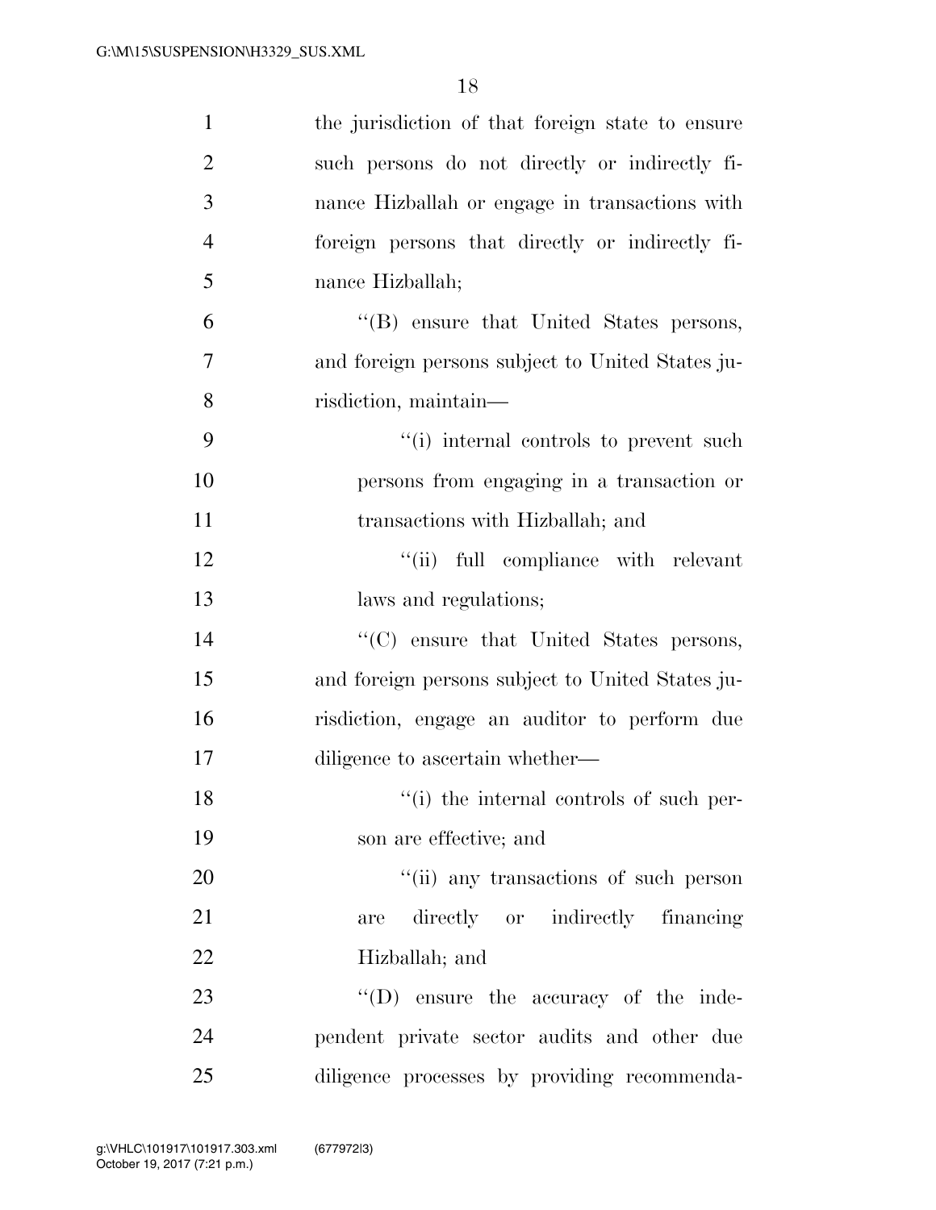the jurisdiction of that foreign state to ensure such persons do not directly or indirectly finance Hizballah or engage in transactions with foreign persons that directly or indirectly finance Hizballah;

"(B) ensure that United States persons, and foreign persons subject to United States jurisdiction, maintain—

"(i) internal controls to prevent such persons from engaging in a transaction or transactions with Hizballah; and

"(ii) full compliance with relevant laws and regulations;

"(C) ensure that United States persons, and foreign persons subject to United States jurisdiction, engage an auditor to perform due diligence to ascertain whether—

"(i) the internal controls of such person are effective; and

"(ii) any transactions of such person are directly or indirectly financing Hizballah; and

"(D) ensure the accuracy of the independent private sector audits and other due diligence processes by providing recommenda-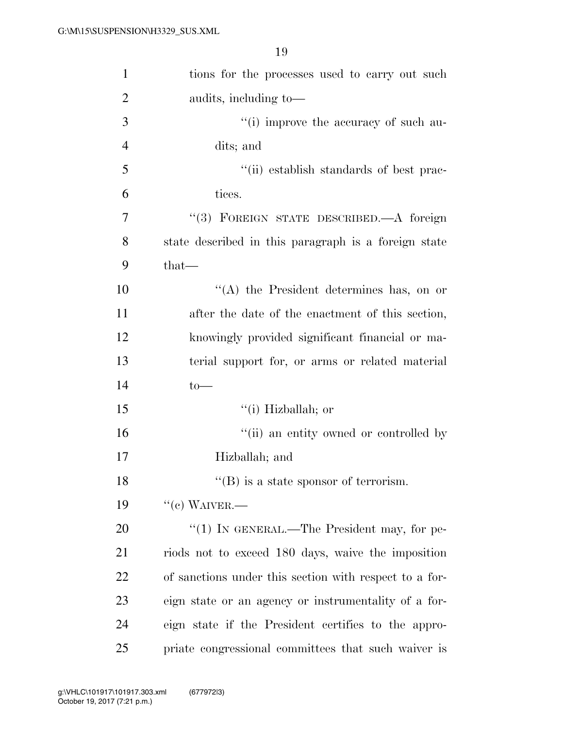tions for the processes used to carry out such audits, including to—

''(i) improve the accuracy of such audits; and

''(ii) establish standards of best practices.

''(3) FOREIGN STATE DESCRIBED.—A foreign state described in this paragraph is a foreign state that—

''(A) the President determines has, on or after the date of the enactment of this section, knowingly provided significant financial or material support for, or arms or related material to—

''(i) Hizballah; or

''(ii) an entity owned or controlled by Hizballah; and

''(B) is a state sponsor of terrorism.

''(c) WAIVER.—

''(1) IN GENERAL.—The President may, for periods not to exceed 180 days, waive the imposition of sanctions under this section with respect to a foreign state or an agency or instrumentality of a foreign state if the President certifies to the appropriate congressional committees that such waiver is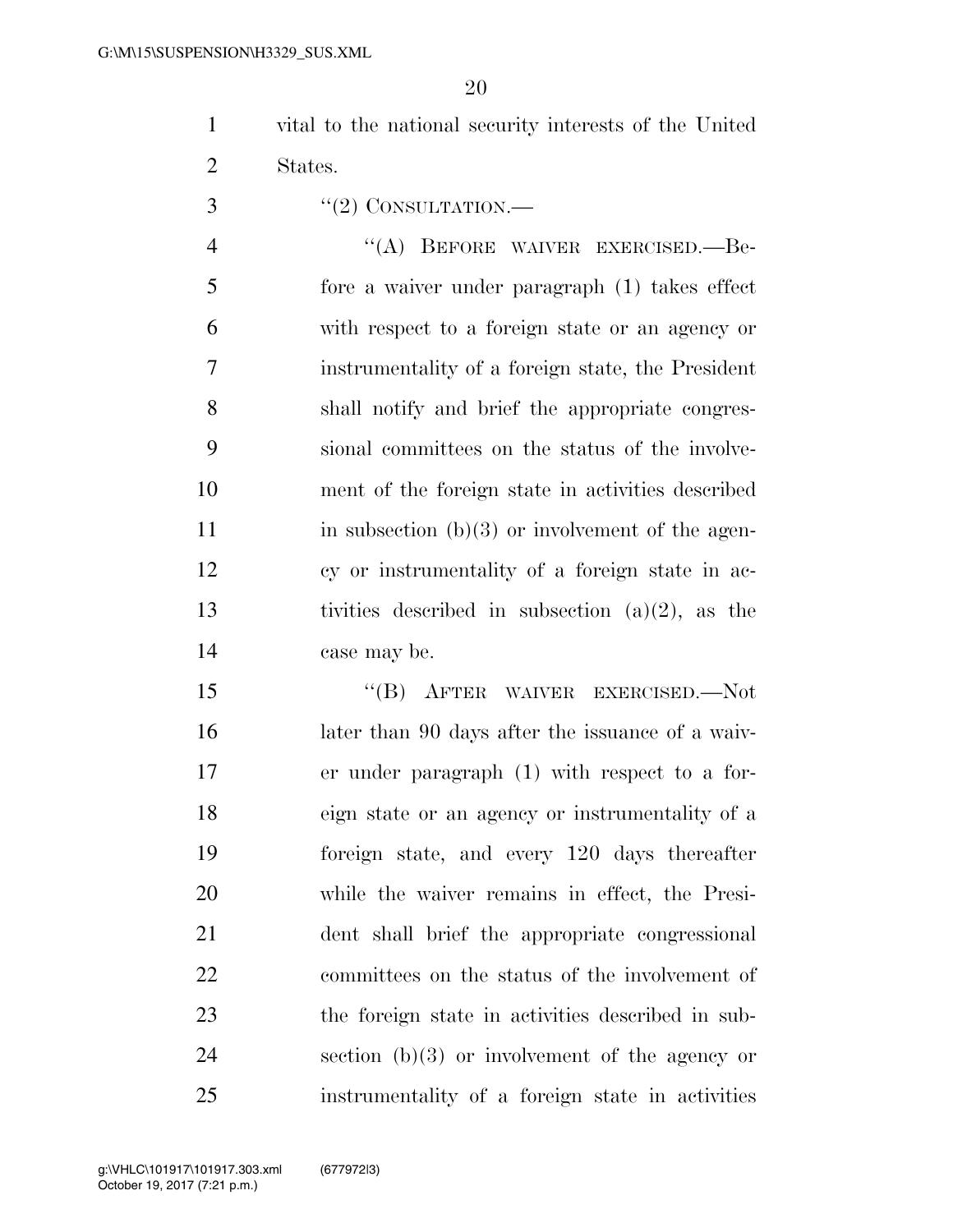vital to the national security interests of the United States.

"(2) CONSULTATION.—

"(A) BEFORE WAIVER EXERCISED.—Before a waiver under paragraph (1) takes effect with respect to a foreign state or an agency or instrumentality of a foreign state, the President shall notify and brief the appropriate congressional committees on the status of the involvement of the foreign state in activities described in subsection (b)(3) or involvement of the agency or instrumentality of a foreign state in activities described in subsection (a)(2), as the case may be.

"(B) AFTER WAIVER EXERCISED.—Not later than 90 days after the issuance of a waiver under paragraph (1) with respect to a foreign state or an agency or instrumentality of a foreign state, and every 120 days thereafter while the waiver remains in effect, the President shall brief the appropriate congressional committees on the status of the involvement of the foreign state in activities described in subsection (b)(3) or involvement of the agency or instrumentality of a foreign state in activities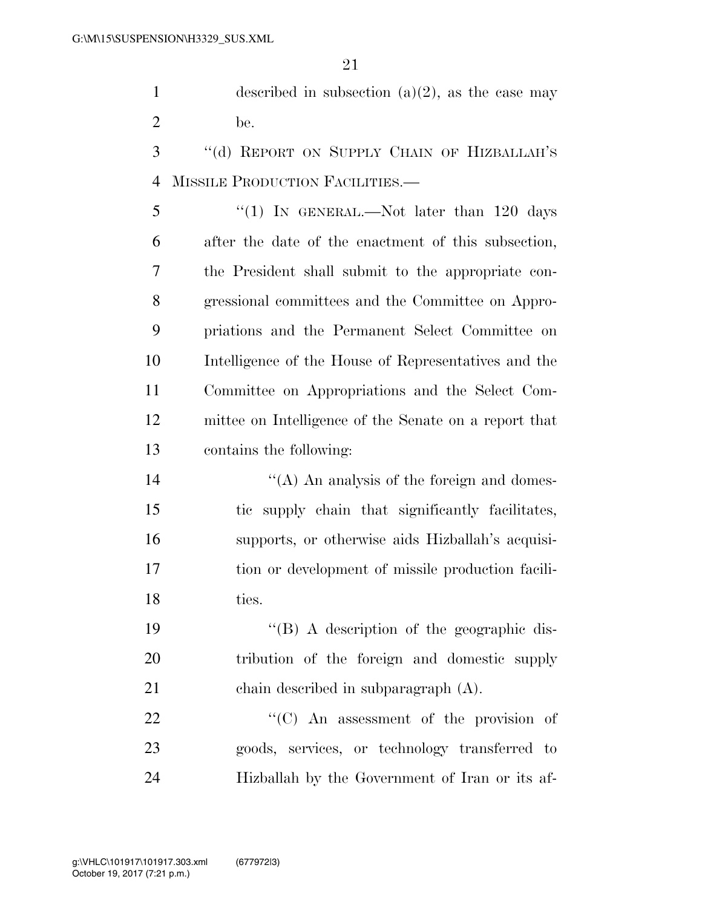described in subsection (a)(2), as the case may be.

"(d) REPORT ON SUPPLY CHAIN OF HIZBALLAH'S MISSILE PRODUCTION FACILITIES.—

"(1) IN GENERAL.—Not later than 120 days after the date of the enactment of this subsection, the President shall submit to the appropriate congressional committees and the Committee on Appropriations and the Permanent Select Committee on Intelligence of the House of Representatives and the Committee on Appropriations and the Select Committee on Intelligence of the Senate on a report that contains the following:

"(A) An analysis of the foreign and domestic supply chain that significantly facilitates, supports, or otherwise aids Hizballah's acquisition or development of missile production facilities.

"(B) A description of the geographic distribution of the foreign and domestic supply chain described in subparagraph (A).

"(C) An assessment of the provision of goods, services, or technology transferred to Hizballah by the Government of Iran or its af-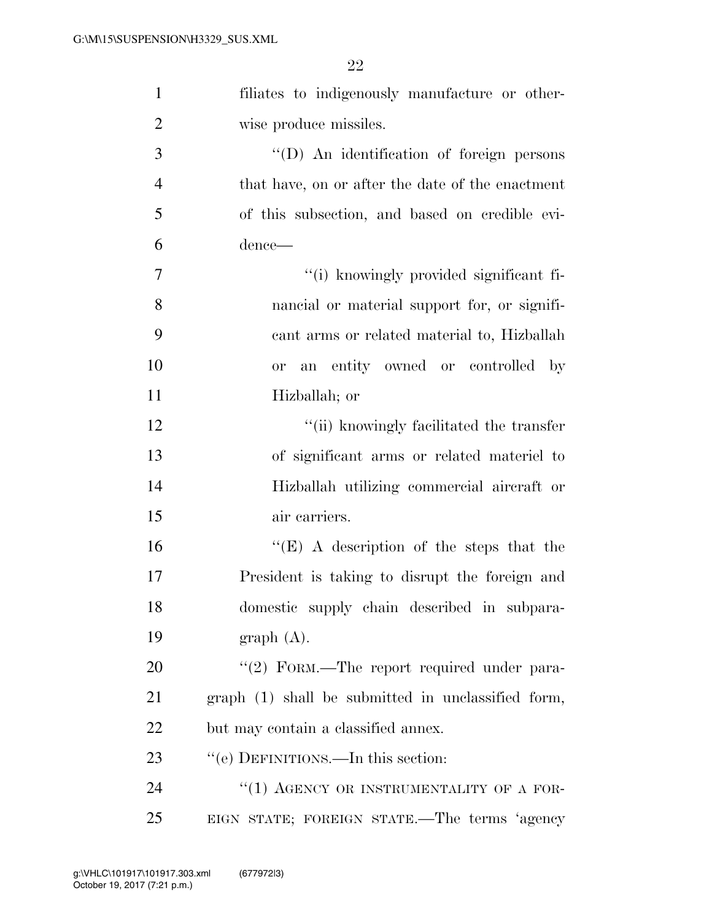filiates to indigenously manufacture or otherwise produce missiles.

''(D) An identification of foreign persons that have, on or after the date of the enactment of this subsection, and based on credible evidence—

''(i) knowingly provided significant financial or material support for, or significant arms or related material to, Hizballah or an entity owned or controlled by Hizballah; or

''(ii) knowingly facilitated the transfer of significant arms or related materiel to Hizballah utilizing commercial aircraft or air carriers.

''(E) A description of the steps that the President is taking to disrupt the foreign and domestic supply chain described in subparagraph (A).

''(2) FORM.—The report required under paragraph (1) shall be submitted in unclassified form, but may contain a classified annex.

''(e) DEFINITIONS.—In this section:

''(1) AGENCY OR INSTRUMENTALITY OF A FOREIGN STATE; FOREIGN STATE.—The terms 'agency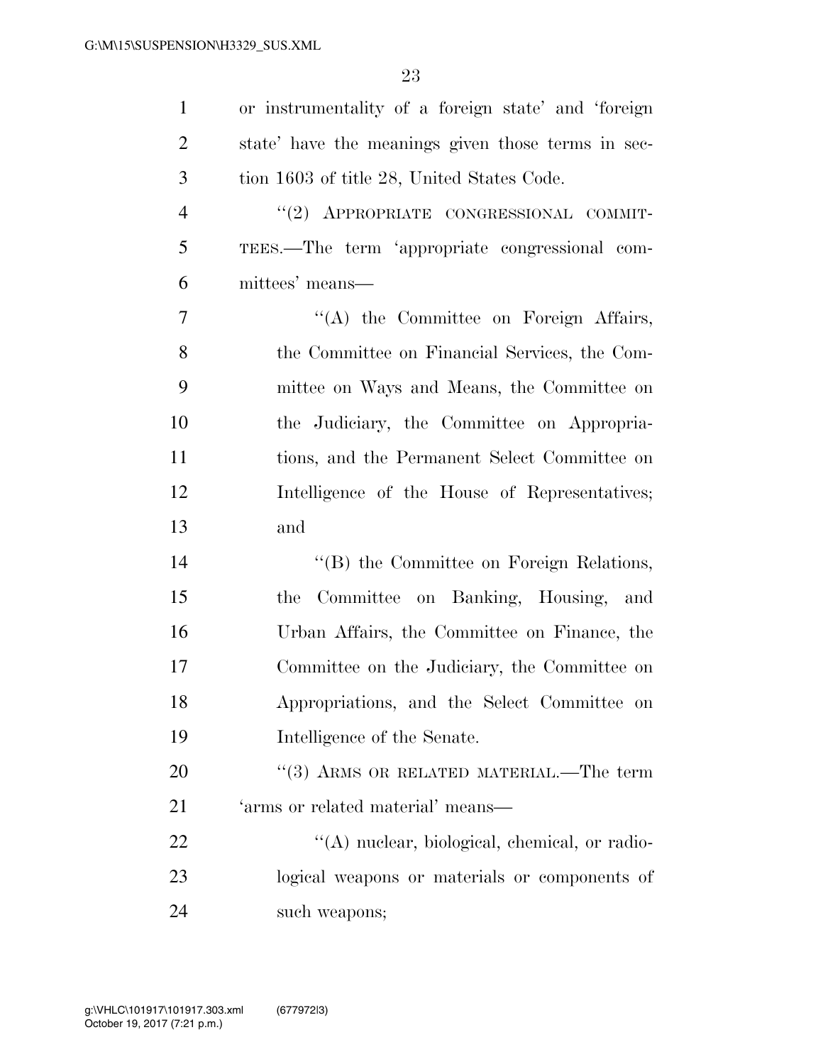or instrumentality of a foreign state' and 'foreign state' have the meanings given those terms in section 1603 of title 28, United States Code.

"(2) APPROPRIATE CONGRESSIONAL COMMITTEES.—The term 'appropriate congressional committees' means—

"(A) the Committee on Foreign Affairs, the Committee on Financial Services, the Committee on Ways and Means, the Committee on the Judiciary, the Committee on Appropriations, and the Permanent Select Committee on Intelligence of the House of Representatives; and

"(B) the Committee on Foreign Relations, the Committee on Banking, Housing, and Urban Affairs, the Committee on Finance, the Committee on the Judiciary, the Committee on Appropriations, and the Select Committee on Intelligence of the Senate.

"(3) ARMS OR RELATED MATERIAL.—The term 'arms or related material' means—

"(A) nuclear, biological, chemical, or radiological weapons or materials or components of such weapons;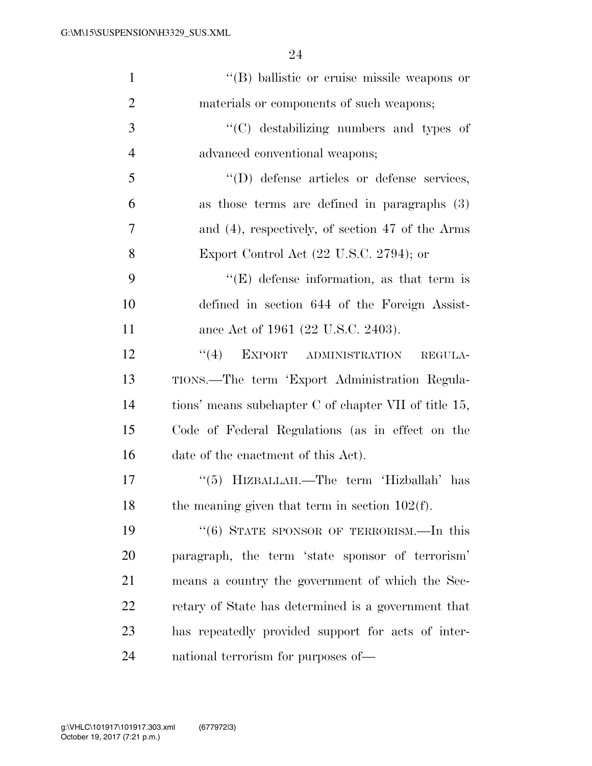''(B) ballistic or cruise missile weapons or materials or components of such weapons;

''(C) destabilizing numbers and types of advanced conventional weapons;

''(D) defense articles or defense services, as those terms are defined in paragraphs (3) and (4), respectively, of section 47 of the Arms Export Control Act (22 U.S.C. 2794); or

''(E) defense information, as that term is defined in section 644 of the Foreign Assistance Act of 1961 (22 U.S.C. 2403).

''(4) EXPORT ADMINISTRATION REGULATIONS.—The term 'Export Administration Regulations' means subchapter C of chapter VII of title 15, Code of Federal Regulations (as in effect on the date of the enactment of this Act).

''(5) HIZBALLAH.—The term 'Hizballah' has the meaning given that term in section 102(f).

''(6) STATE SPONSOR OF TERRORISM.—In this paragraph, the term 'state sponsor of terrorism' means a country the government of which the Secretary of State has determined is a government that has repeatedly provided support for acts of international terrorism for purposes of—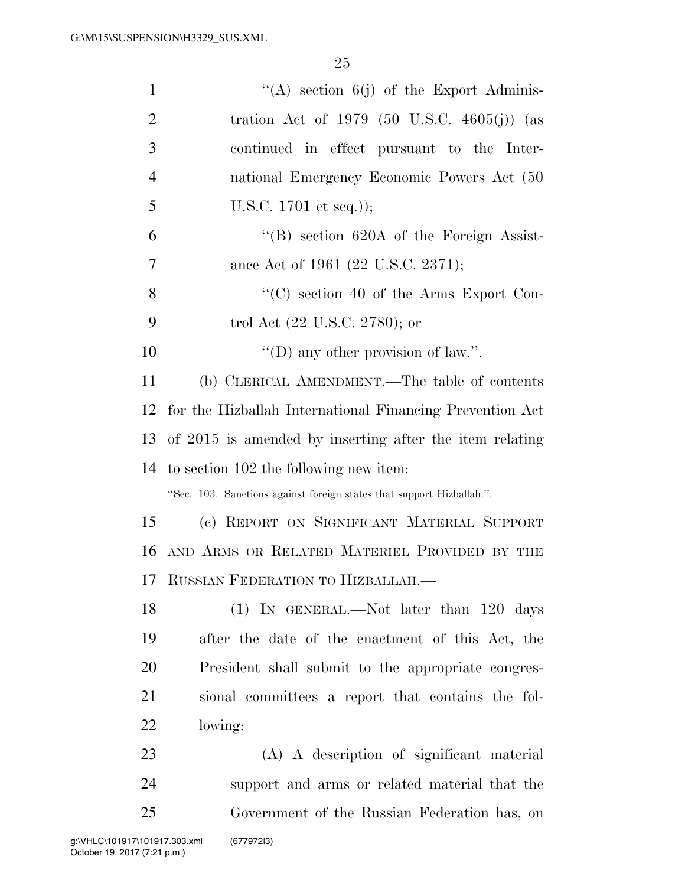''(A) section 6(j) of the Export Administration Act of 1979 (50 U.S.C. 4605(j)) (as continued in effect pursuant to the International Emergency Economic Powers Act (50 U.S.C. 1701 et seq.));

''(B) section 620A of the Foreign Assistance Act of 1961 (22 U.S.C. 2371);

''(C) section 40 of the Arms Export Control Act (22 U.S.C. 2780); or

''(D) any other provision of law.''.

(b) CLERICAL AMENDMENT.—The table of contents for the Hizballah International Financing Prevention Act of 2015 is amended by inserting after the item relating to section 102 the following new item:

''Sec. 103. Sanctions against foreign states that support Hizballah.''.

(c) REPORT ON SIGNIFICANT MATERIAL SUPPORT AND ARMS OR RELATED MATERIEL PROVIDED BY THE RUSSIAN FEDERATION TO HIZBALLAH.—

(1) IN GENERAL.—Not later than 120 days after the date of the enactment of this Act, the President shall submit to the appropriate congressional committees a report that contains the following:

(A) A description of significant material support and arms or related material that the Government of the Russian Federation has, on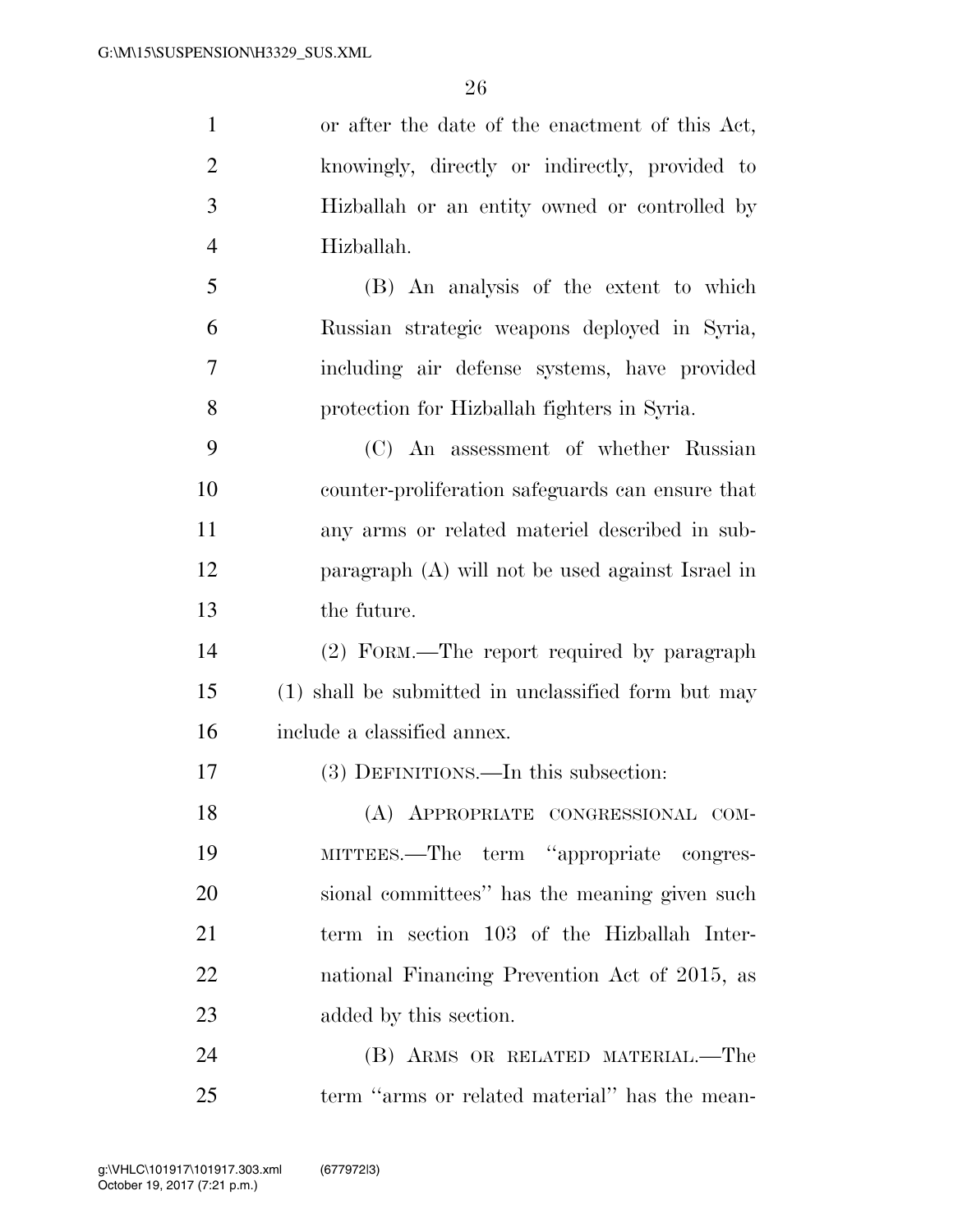or after the date of the enactment of this Act, knowingly, directly or indirectly, provided to Hizballah or an entity owned or controlled by Hizballah.

(B) An analysis of the extent to which Russian strategic weapons deployed in Syria, including air defense systems, have provided protection for Hizballah fighters in Syria.

(C) An assessment of whether Russian counter-proliferation safeguards can ensure that any arms or related materiel described in subparagraph (A) will not be used against Israel in the future.

(2) FORM.—The report required by paragraph (1) shall be submitted in unclassified form but may include a classified annex.

(3) DEFINITIONS.—In this subsection:

(A) APPROPRIATE CONGRESSIONAL COMMITTEES.—The term ''appropriate congressional committees'' has the meaning given such term in section 103 of the Hizballah International Financing Prevention Act of 2015, as added by this section.

(B) ARMS OR RELATED MATERIAL.—The term ''arms or related material'' has the mean-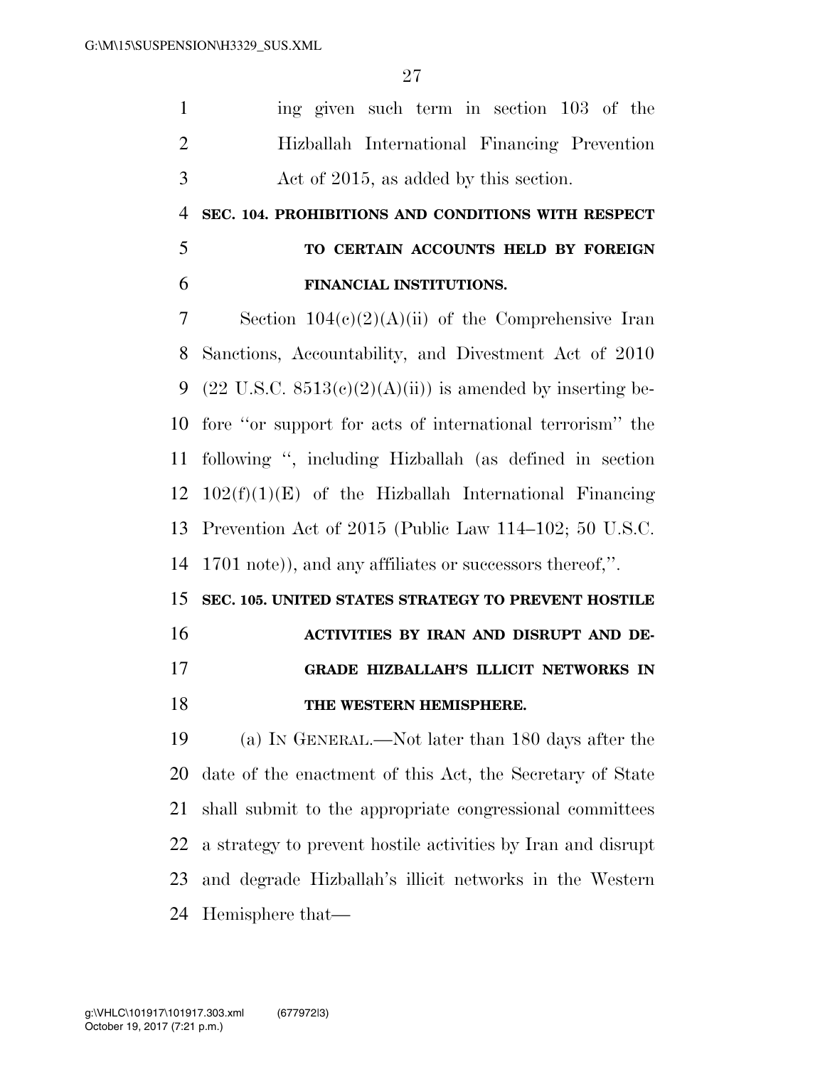ing given such term in section 103 of the Hizballah International Financing Prevention Act of 2015, as added by this section.

### SEC. 104. PROHIBITIONS AND CONDITIONS WITH RESPECT TO CERTAIN ACCOUNTS HELD BY FOREIGN FINANCIAL INSTITUTIONS.

Section 104(c)(2)(A)(ii) of the Comprehensive Iran Sanctions, Accountability, and Divestment Act of 2010 (22 U.S.C. 8513(c)(2)(A)(ii)) is amended by inserting before "or support for acts of international terrorism" the following ", including Hizballah (as defined in section 102(f)(1)(E) of the Hizballah International Financing Prevention Act of 2015 (Public Law 114–102; 50 U.S.C. 1701 note)), and any affiliates or successors thereof,".

### SEC. 105. UNITED STATES STRATEGY TO PREVENT HOSTILE ACTIVITIES BY IRAN AND DISRUPT AND DEGRADE HIZBALLAH'S ILLICIT NETWORKS IN THE WESTERN HEMISPHERE.

(a) IN GENERAL.—Not later than 180 days after the date of the enactment of this Act, the Secretary of State shall submit to the appropriate congressional committees a strategy to prevent hostile activities by Iran and disrupt and degrade Hizballah's illicit networks in the Western Hemisphere that—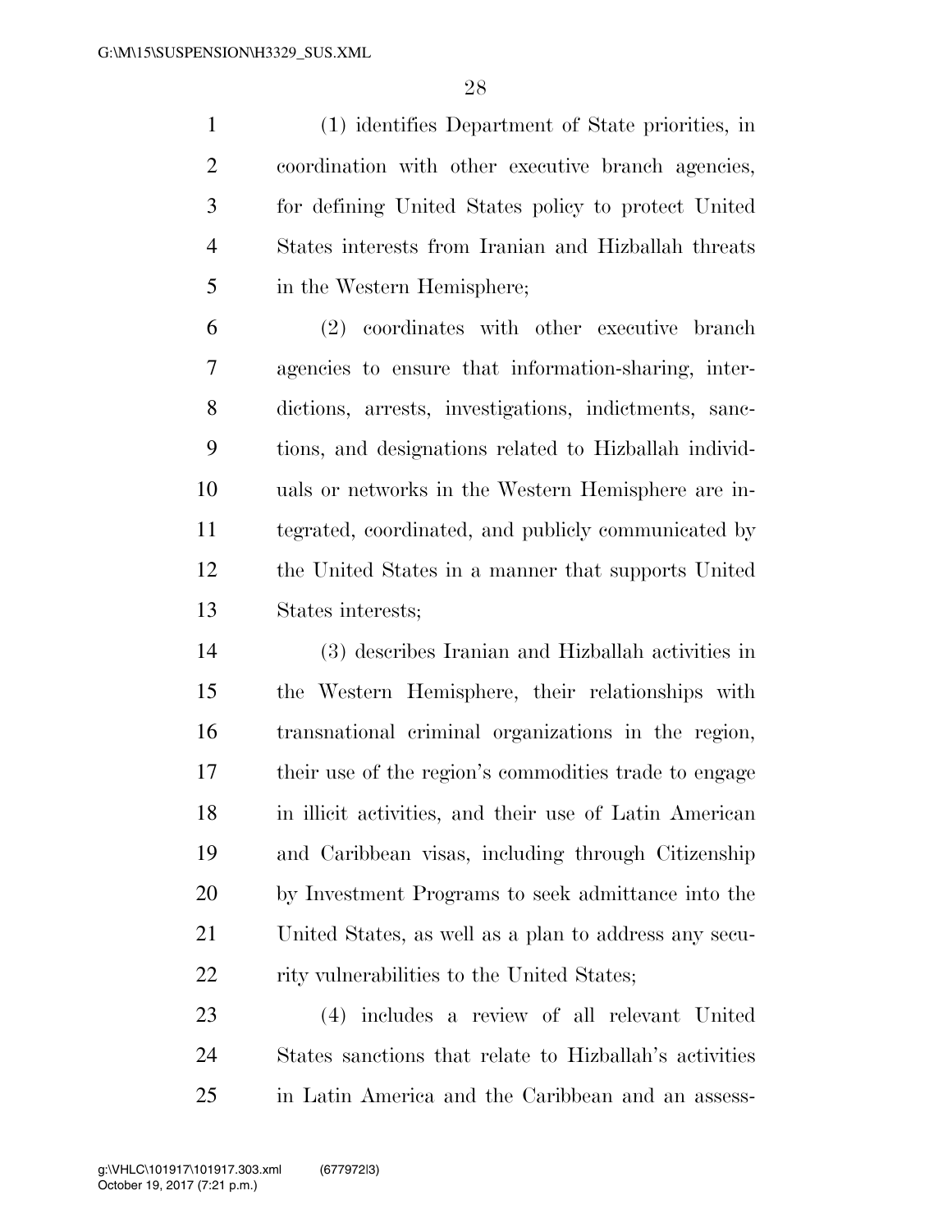(1) identifies Department of State priorities, in coordination with other executive branch agencies, for defining United States policy to protect United States interests from Iranian and Hizballah threats in the Western Hemisphere;

(2) coordinates with other executive branch agencies to ensure that information-sharing, interdictions, arrests, investigations, indictments, sanctions, and designations related to Hizballah individuals or networks in the Western Hemisphere are integrated, coordinated, and publicly communicated by the United States in a manner that supports United States interests;

(3) describes Iranian and Hizballah activities in the Western Hemisphere, their relationships with transnational criminal organizations in the region, their use of the region's commodities trade to engage in illicit activities, and their use of Latin American and Caribbean visas, including through Citizenship by Investment Programs to seek admittance into the United States, as well as a plan to address any security vulnerabilities to the United States;

(4) includes a review of all relevant United States sanctions that relate to Hizballah's activities in Latin America and the Caribbean and an assess-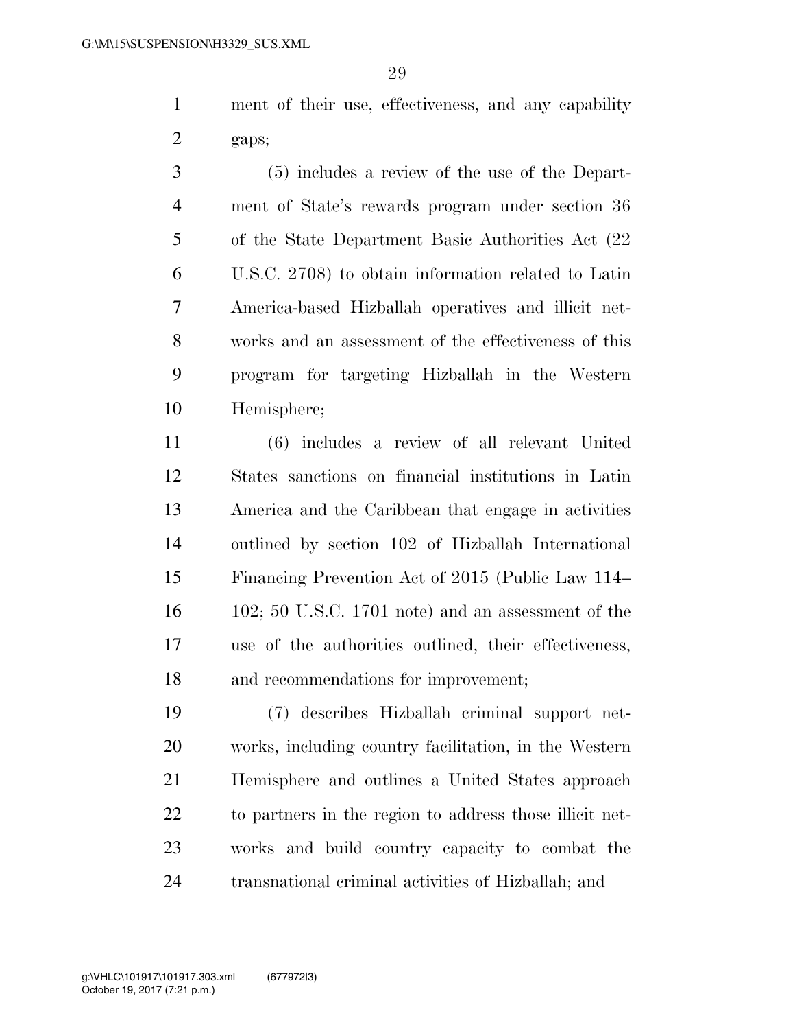ment of their use, effectiveness, and any capability gaps;

(5) includes a review of the use of the Department of State's rewards program under section 36 of the State Department Basic Authorities Act (22 U.S.C. 2708) to obtain information related to Latin America-based Hizballah operatives and illicit networks and an assessment of the effectiveness of this program for targeting Hizballah in the Western Hemisphere;

(6) includes a review of all relevant United States sanctions on financial institutions in Latin America and the Caribbean that engage in activities outlined by section 102 of Hizballah International Financing Prevention Act of 2015 (Public Law 114–102; 50 U.S.C. 1701 note) and an assessment of the use of the authorities outlined, their effectiveness, and recommendations for improvement;

(7) describes Hizballah criminal support networks, including country facilitation, in the Western Hemisphere and outlines a United States approach to partners in the region to address those illicit networks and build country capacity to combat the transnational criminal activities of Hizballah; and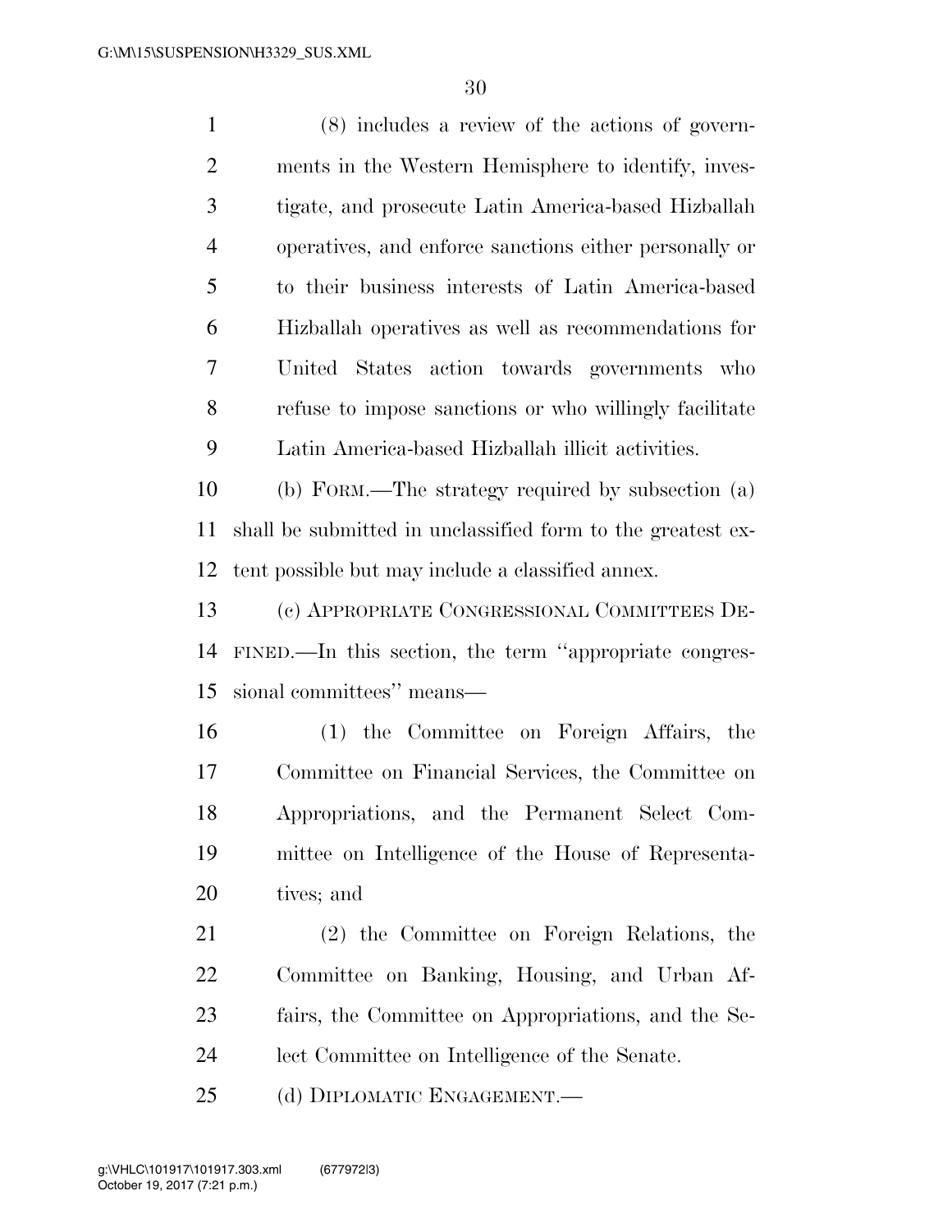(8) includes a review of the actions of governments in the Western Hemisphere to identify, investigate, and prosecute Latin America-based Hizballah operatives, and enforce sanctions either personally or to their business interests of Latin America-based Hizballah operatives as well as recommendations for United States action towards governments who refuse to impose sanctions or who willingly facilitate Latin America-based Hizballah illicit activities.

(b) FORM.—The strategy required by subsection (a) shall be submitted in unclassified form to the greatest extent possible but may include a classified annex.

(c) APPROPRIATE CONGRESSIONAL COMMITTEES DEFINED.—In this section, the term ''appropriate congressional committees'' means—

(1) the Committee on Foreign Affairs, the Committee on Financial Services, the Committee on Appropriations, and the Permanent Select Committee on Intelligence of the House of Representatives; and

(2) the Committee on Foreign Relations, the Committee on Banking, Housing, and Urban Affairs, the Committee on Appropriations, and the Select Committee on Intelligence of the Senate.

(d) DIPLOMATIC ENGAGEMENT.—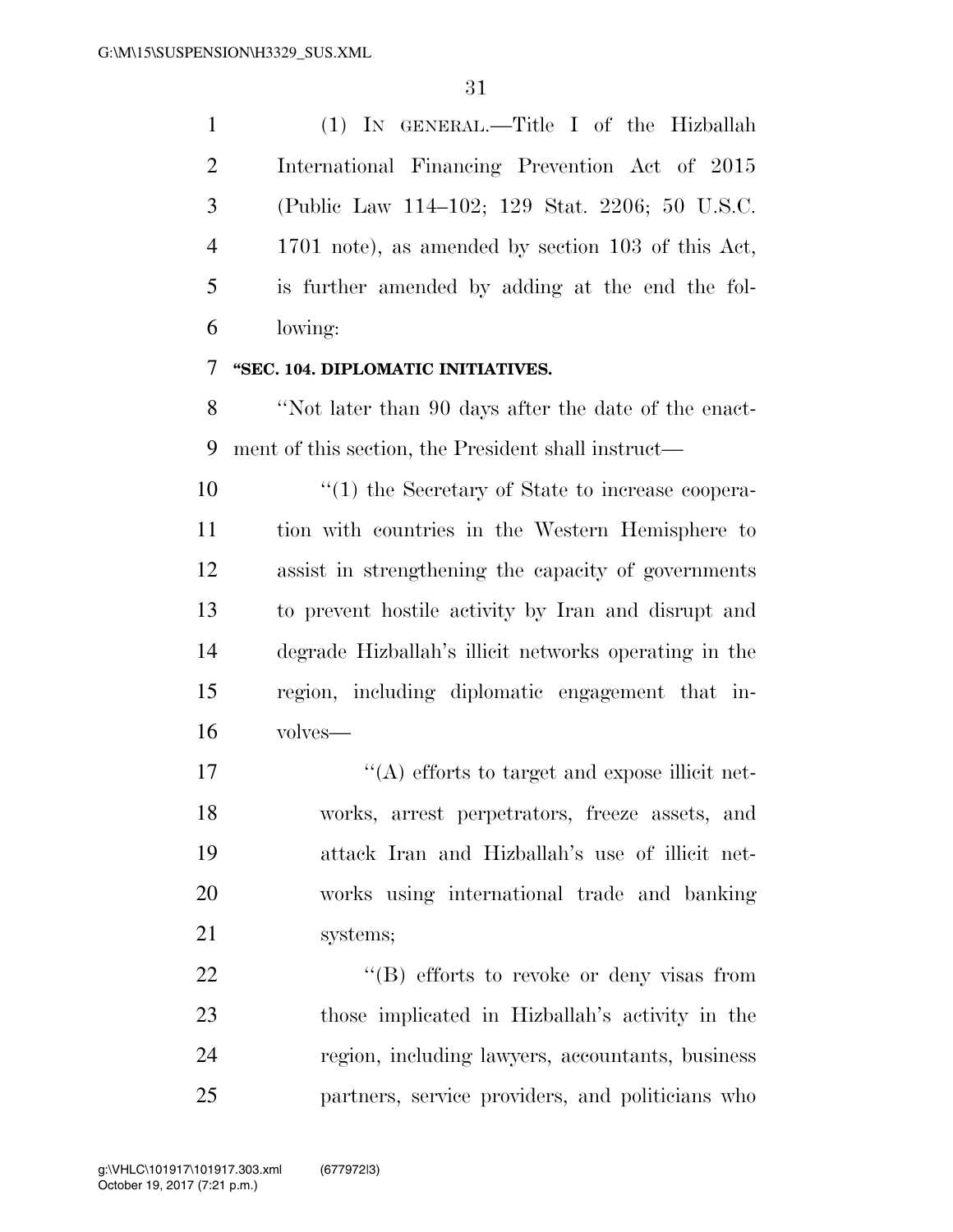(1) IN GENERAL.—Title I of the Hizballah International Financing Prevention Act of 2015 (Public Law 114–102; 129 Stat. 2206; 50 U.S.C. 1701 note), as amended by section 103 of this Act, is further amended by adding at the end the following:

**"SEC. 104. DIPLOMATIC INITIATIVES.**

"Not later than 90 days after the date of the enactment of this section, the President shall instruct—

"(1) the Secretary of State to increase cooperation with countries in the Western Hemisphere to assist in strengthening the capacity of governments to prevent hostile activity by Iran and disrupt and degrade Hizballah's illicit networks operating in the region, including diplomatic engagement that involves—

"(A) efforts to target and expose illicit networks, arrest perpetrators, freeze assets, and attack Iran and Hizballah's use of illicit networks using international trade and banking systems;

"(B) efforts to revoke or deny visas from those implicated in Hizballah's activity in the region, including lawyers, accountants, business partners, service providers, and politicians who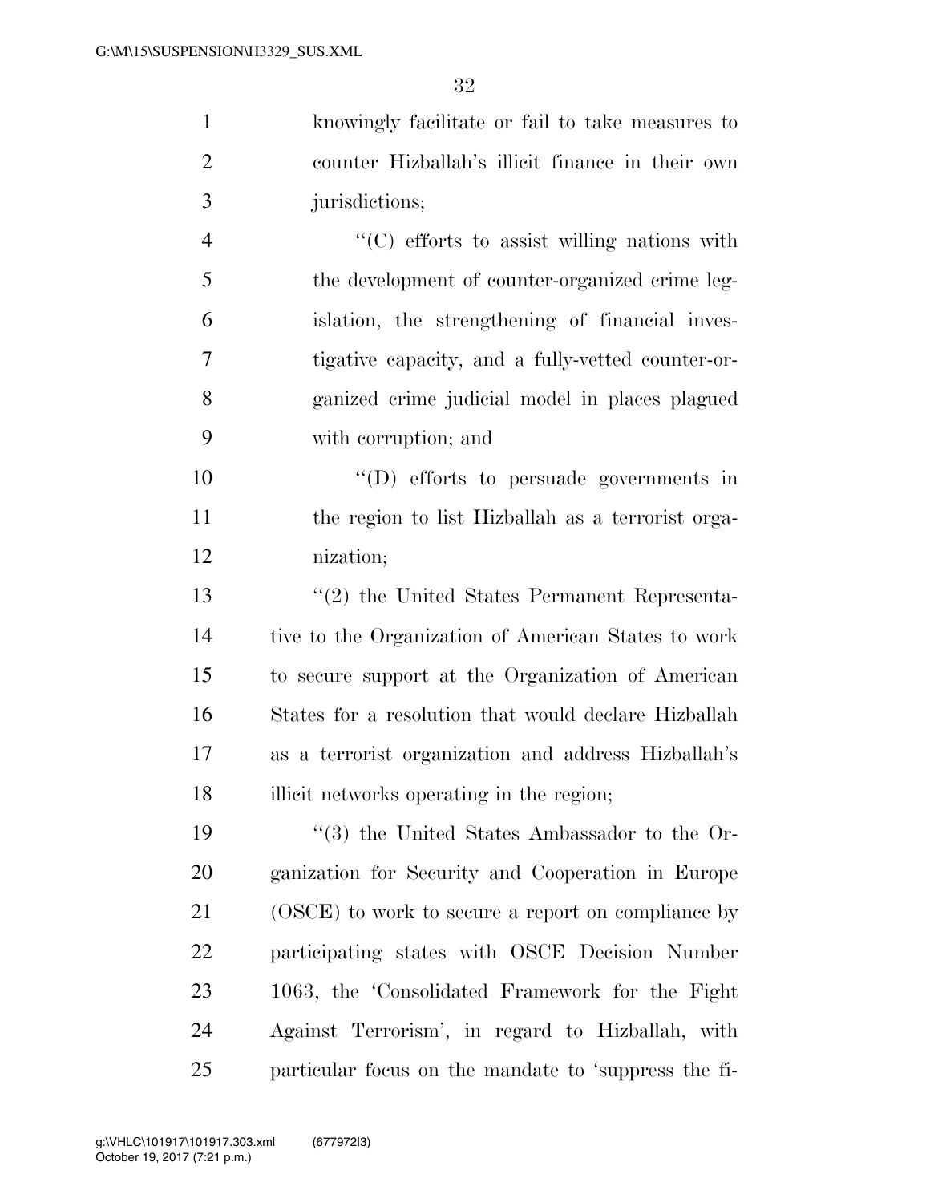knowingly facilitate or fail to take measures to counter Hizballah's illicit finance in their own jurisdictions;

"(C) efforts to assist willing nations with the development of counter-organized crime legislation, the strengthening of financial investigative capacity, and a fully-vetted counter-organized crime judicial model in places plagued with corruption; and

"(D) efforts to persuade governments in the region to list Hizballah as a terrorist organization;

"(2) the United States Permanent Representative to the Organization of American States to work to secure support at the Organization of American States for a resolution that would declare Hizballah as a terrorist organization and address Hizballah's illicit networks operating in the region;

"(3) the United States Ambassador to the Organization for Security and Cooperation in Europe (OSCE) to work to secure a report on compliance by participating states with OSCE Decision Number 1063, the 'Consolidated Framework for the Fight Against Terrorism', in regard to Hizballah, with particular focus on the mandate to 'suppress the fi-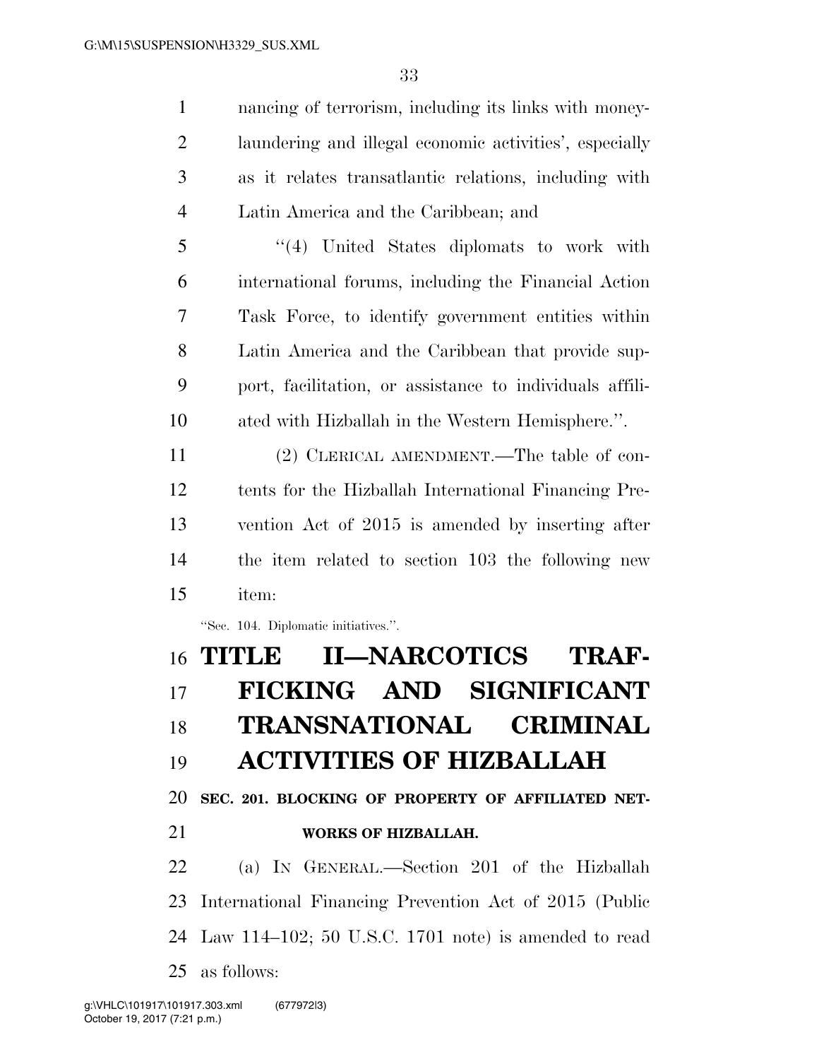nancing of terrorism, including its links with money-laundering and illegal economic activities', especially as it relates transatlantic relations, including with Latin America and the Caribbean; and

"(4) United States diplomats to work with international forums, including the Financial Action Task Force, to identify government entities within Latin America and the Caribbean that provide support, facilitation, or assistance to individuals affiliated with Hizballah in the Western Hemisphere.".

(2) CLERICAL AMENDMENT.—The table of contents for the Hizballah International Financing Prevention Act of 2015 is amended by inserting after the item related to section 103 the following new item:

"Sec. 104. Diplomatic initiatives.".

# TITLE II—NARCOTICS TRAFFICKING AND SIGNIFICANT TRANSNATIONAL CRIMINAL ACTIVITIES OF HIZBALLAH

## SEC. 201. BLOCKING OF PROPERTY OF AFFILIATED NETWORKS OF HIZBALLAH.

(a) IN GENERAL.—Section 201 of the Hizballah International Financing Prevention Act of 2015 (Public Law 114–102; 50 U.S.C. 1701 note) is amended to read as follows: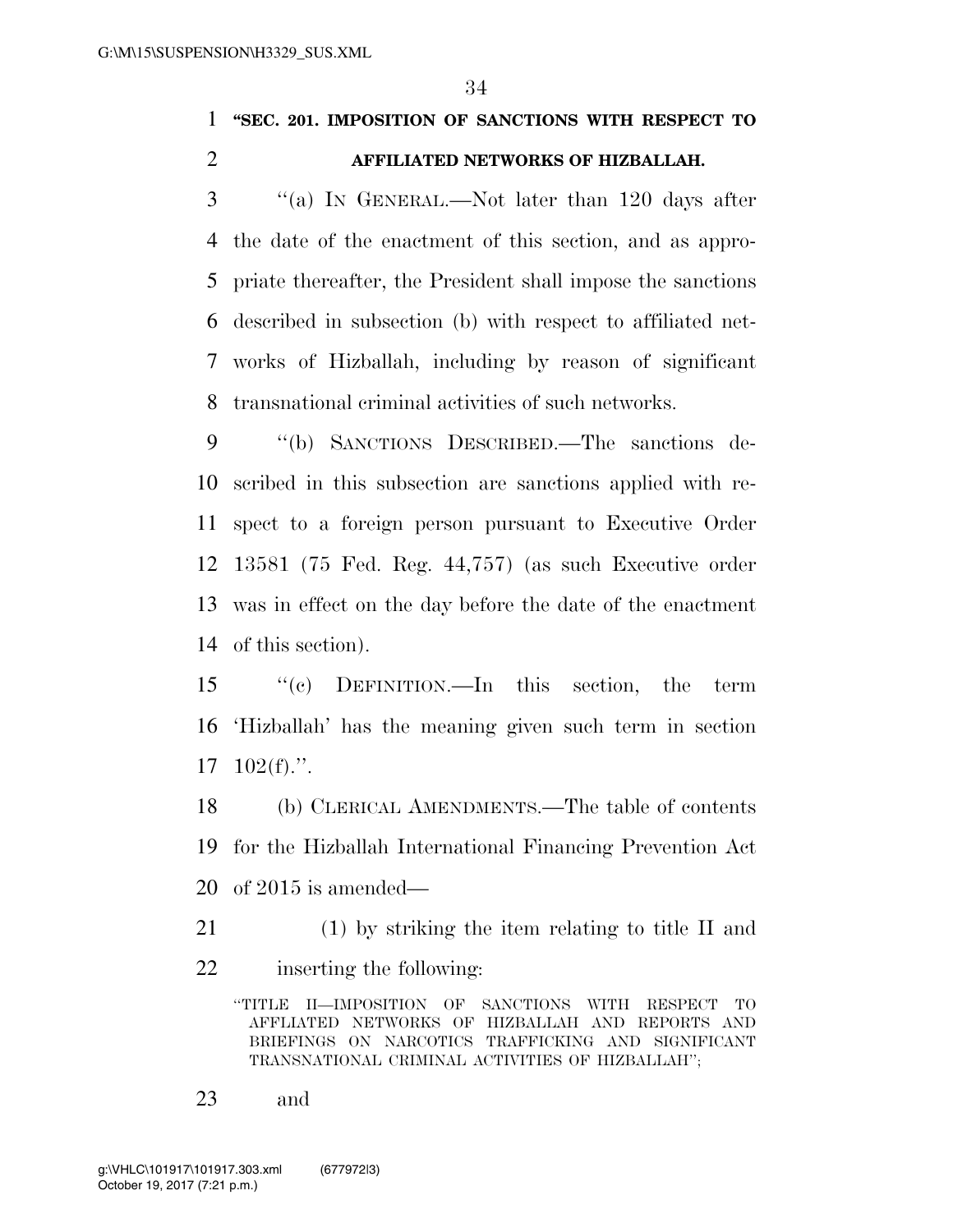**"SEC. 201. IMPOSITION OF SANCTIONS WITH RESPECT TO AFFILIATED NETWORKS OF HIZBALLAH.**

''(a) IN GENERAL.—Not later than 120 days after the date of the enactment of this section, and as appropriate thereafter, the President shall impose the sanctions described in subsection (b) with respect to affiliated networks of Hizballah, including by reason of significant transnational criminal activities of such networks.

''(b) SANCTIONS DESCRIBED.—The sanctions described in this subsection are sanctions applied with respect to a foreign person pursuant to Executive Order 13581 (75 Fed. Reg. 44,757) (as such Executive order was in effect on the day before the date of the enactment of this section).

''(c) DEFINITION.—In this section, the term 'Hizballah' has the meaning given such term in section 102(f).''.

(b) CLERICAL AMENDMENTS.—The table of contents for the Hizballah International Financing Prevention Act of 2015 is amended—

(1) by striking the item relating to title II and inserting the following:

''TITLE II—IMPOSITION OF SANCTIONS WITH RESPECT TO AFFLIATED NETWORKS OF HIZBALLAH AND REPORTS AND BRIEFINGS ON NARCOTICS TRAFFICKING AND SIGNIFICANT TRANSNATIONAL CRIMINAL ACTIVITIES OF HIZBALLAH'';

and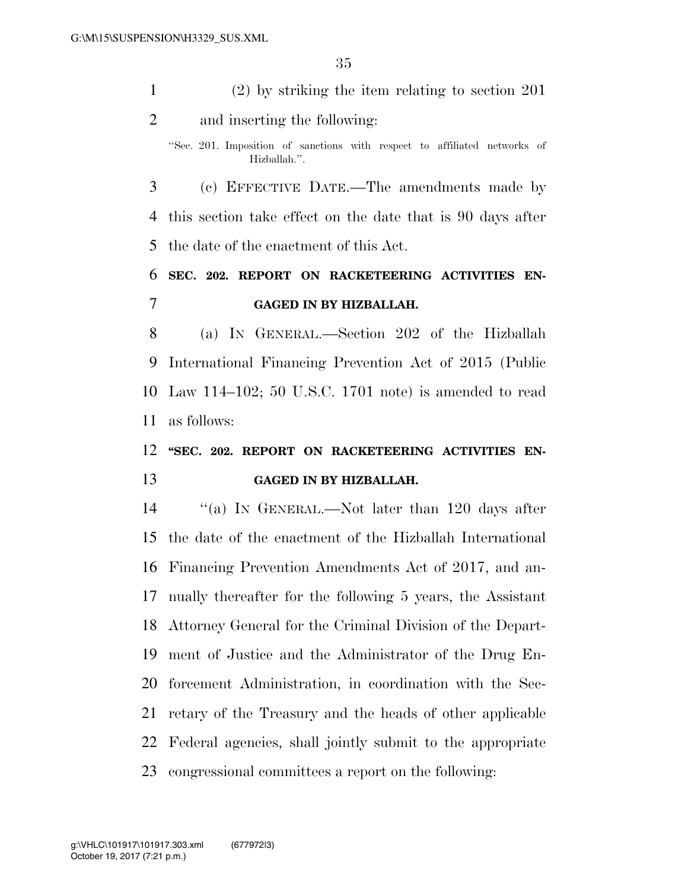(2) by striking the item relating to section 201 and inserting the following:

"Sec. 201. Imposition of sanctions with respect to affiliated networks of Hizballah.".

(c) EFFECTIVE DATE.—The amendments made by this section take effect on the date that is 90 days after the date of the enactment of this Act.

**SEC. 202. REPORT ON RACKETEERING ACTIVITIES ENGAGED IN BY HIZBALLAH.**

(a) IN GENERAL.—Section 202 of the Hizballah International Financing Prevention Act of 2015 (Public Law 114–102; 50 U.S.C. 1701 note) is amended to read as follows:

**"SEC. 202. REPORT ON RACKETEERING ACTIVITIES ENGAGED IN BY HIZBALLAH.**

"(a) IN GENERAL.—Not later than 120 days after the date of the enactment of the Hizballah International Financing Prevention Amendments Act of 2017, and annually thereafter for the following 5 years, the Assistant Attorney General for the Criminal Division of the Department of Justice and the Administrator of the Drug Enforcement Administration, in coordination with the Secretary of the Treasury and the heads of other applicable Federal agencies, shall jointly submit to the appropriate congressional committees a report on the following: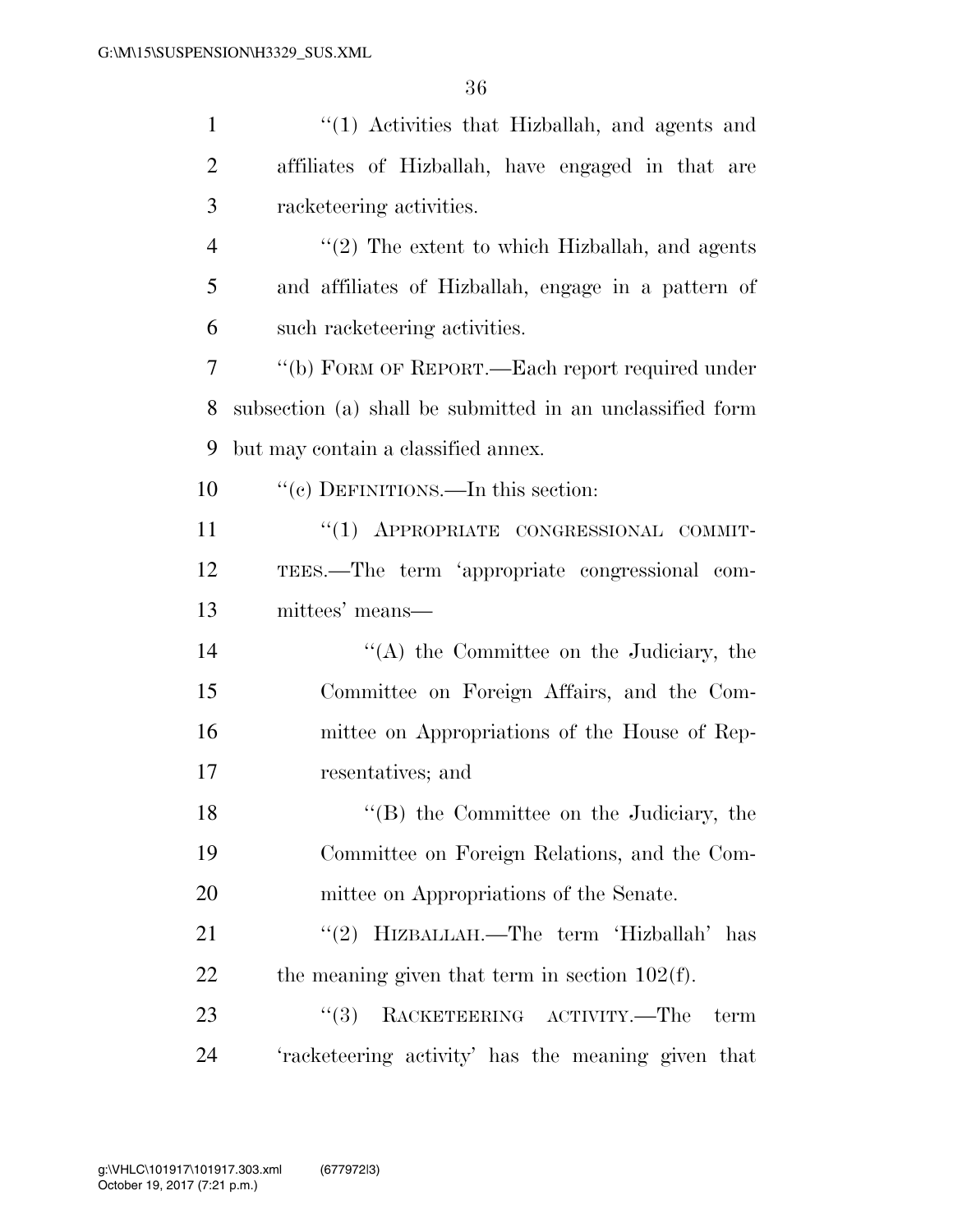''(1) Activities that Hizballah, and agents and affiliates of Hizballah, have engaged in that are racketeering activities.

''(2) The extent to which Hizballah, and agents and affiliates of Hizballah, engage in a pattern of such racketeering activities.

''(b) FORM OF REPORT.—Each report required under subsection (a) shall be submitted in an unclassified form but may contain a classified annex.

''(c) DEFINITIONS.—In this section:

''(1) APPROPRIATE CONGRESSIONAL COMMITTEES.—The term 'appropriate congressional committees' means—

''(A) the Committee on the Judiciary, the Committee on Foreign Affairs, and the Committee on Appropriations of the House of Representatives; and

''(B) the Committee on the Judiciary, the Committee on Foreign Relations, and the Committee on Appropriations of the Senate.

''(2) HIZBALLAH.—The term 'Hizballah' has the meaning given that term in section 102(f).

''(3) RACKETEERING ACTIVITY.—The term 'racketeering activity' has the meaning given that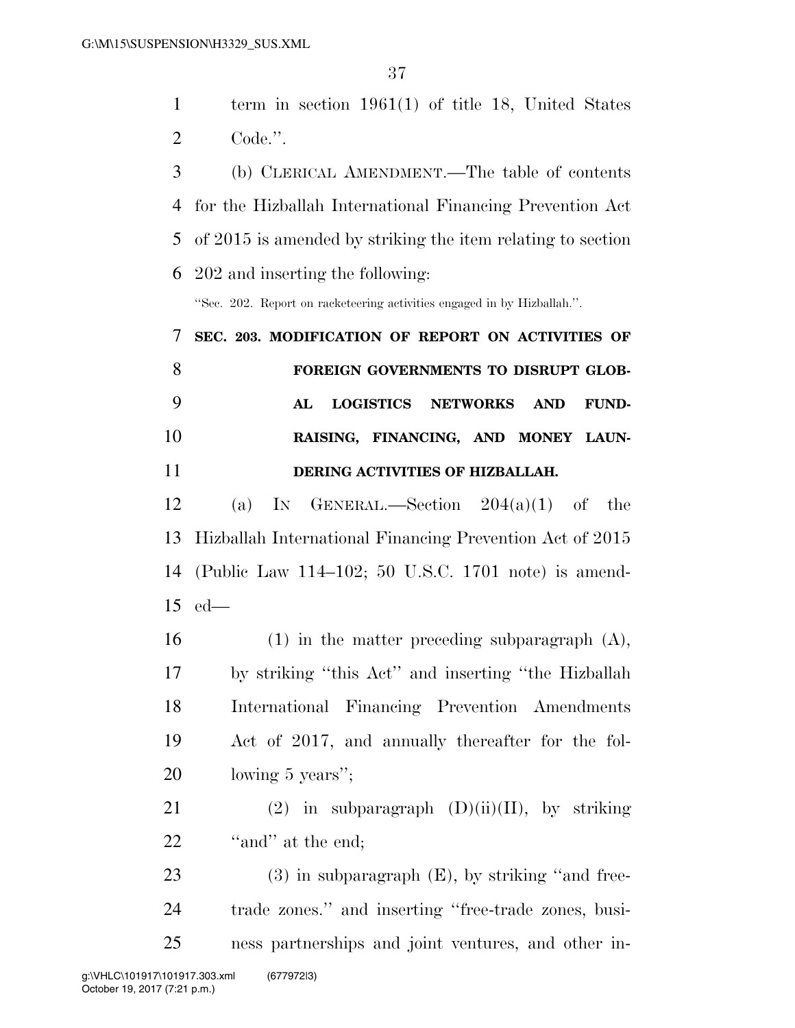term in section 1961(1) of title 18, United States Code.''.

(b) CLERICAL AMENDMENT.—The table of contents for the Hizballah International Financing Prevention Act of 2015 is amended by striking the item relating to section 202 and inserting the following:

''Sec. 202. Report on racketeering activities engaged in by Hizballah.''.

**SEC. 203. MODIFICATION OF REPORT ON ACTIVITIES OF FOREIGN GOVERNMENTS TO DISRUPT GLOBAL LOGISTICS NETWORKS AND FUND-RAISING, FINANCING, AND MONEY LAUNDERING ACTIVITIES OF HIZBALLAH.**

(a) IN GENERAL.—Section 204(a)(1) of the Hizballah International Financing Prevention Act of 2015 (Public Law 114–102; 50 U.S.C. 1701 note) is amended—

(1) in the matter preceding subparagraph (A), by striking ''this Act'' and inserting ''the Hizballah International Financing Prevention Amendments Act of 2017, and annually thereafter for the following 5 years'';

(2) in subparagraph (D)(ii)(II), by striking ''and'' at the end;

(3) in subparagraph (E), by striking ''and free-trade zones.'' and inserting ''free-trade zones, business partnerships and joint ventures, and other in-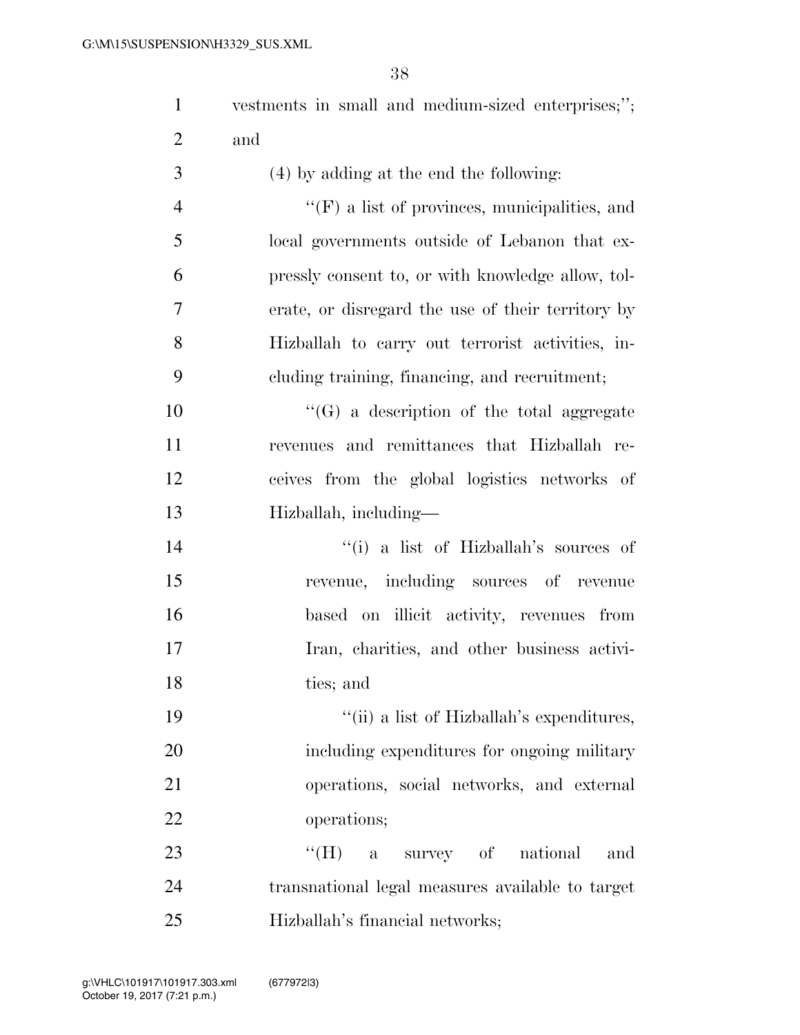vestments in small and medium-sized enterprises;''; and

(4) by adding at the end the following:

''(F) a list of provinces, municipalities, and local governments outside of Lebanon that expressly consent to, or with knowledge allow, tolerate, or disregard the use of their territory by Hizballah to carry out terrorist activities, including training, financing, and recruitment;

''(G) a description of the total aggregate revenues and remittances that Hizballah receives from the global logistics networks of Hizballah, including—

''(i) a list of Hizballah's sources of revenue, including sources of revenue based on illicit activity, revenues from Iran, charities, and other business activities; and

''(ii) a list of Hizballah's expenditures, including expenditures for ongoing military operations, social networks, and external operations;

''(H) a survey of national and transnational legal measures available to target Hizballah's financial networks;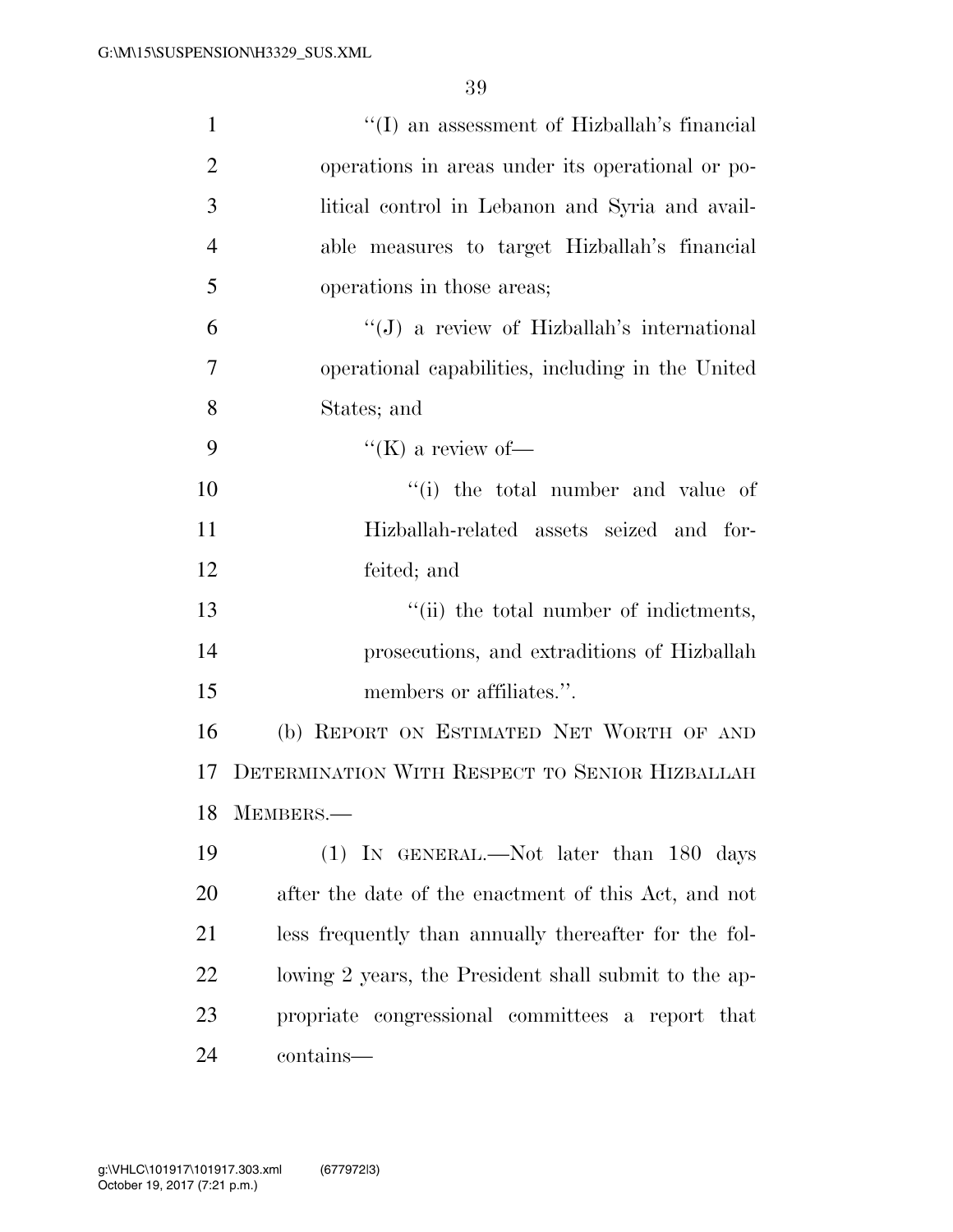"(I) an assessment of Hizballah's financial operations in areas under its operational or political control in Lebanon and Syria and available measures to target Hizballah's financial operations in those areas;

"(J) a review of Hizballah's international operational capabilities, including in the United States; and

"(K) a review of—

"(i) the total number and value of Hizballah-related assets seized and forfeited; and

"(ii) the total number of indictments, prosecutions, and extraditions of Hizballah members or affiliates.".

(b) REPORT ON ESTIMATED NET WORTH OF AND DETERMINATION WITH RESPECT TO SENIOR HIZBALLAH MEMBERS.—

(1) IN GENERAL.—Not later than 180 days after the date of the enactment of this Act, and not less frequently than annually thereafter for the following 2 years, the President shall submit to the appropriate congressional committees a report that contains—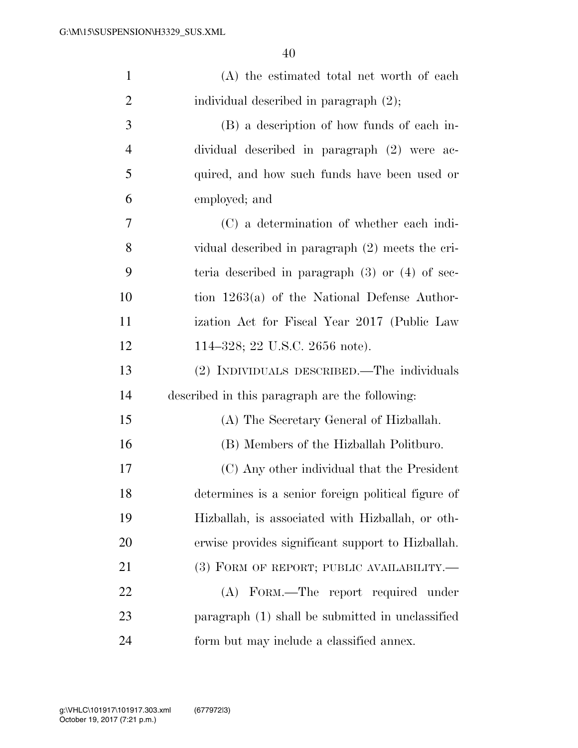(A) the estimated total net worth of each individual described in paragraph (2);

(B) a description of how funds of each individual described in paragraph (2) were acquired, and how such funds have been used or employed; and

(C) a determination of whether each individual described in paragraph (2) meets the criteria described in paragraph (3) or (4) of section 1263(a) of the National Defense Authorization Act for Fiscal Year 2017 (Public Law 114–328; 22 U.S.C. 2656 note).

(2) INDIVIDUALS DESCRIBED.—The individuals described in this paragraph are the following:

(A) The Secretary General of Hizballah.

(B) Members of the Hizballah Politburo.

(C) Any other individual that the President determines is a senior foreign political figure of Hizballah, is associated with Hizballah, or otherwise provides significant support to Hizballah.

(3) FORM OF REPORT; PUBLIC AVAILABILITY.—

(A) FORM.—The report required under paragraph (1) shall be submitted in unclassified form but may include a classified annex.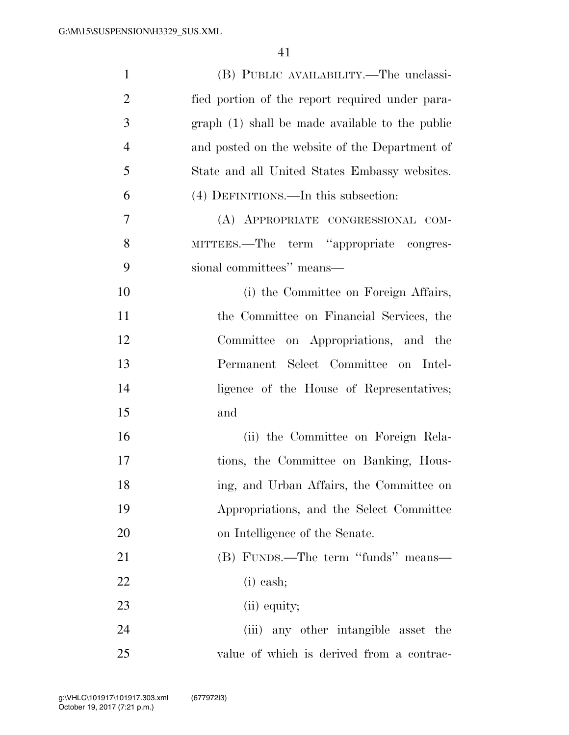(B) PUBLIC AVAILABILITY.—The unclassified portion of the report required under paragraph (1) shall be made available to the public and posted on the website of the Department of State and all United States Embassy websites.

(4) DEFINITIONS.—In this subsection:

(A) APPROPRIATE CONGRESSIONAL COMMITTEES.—The term "appropriate congressional committees" means—

(i) the Committee on Foreign Affairs, the Committee on Financial Services, the Committee on Appropriations, and the Permanent Select Committee on Intelligence of the House of Representatives; and

(ii) the Committee on Foreign Relations, the Committee on Banking, Housing, and Urban Affairs, the Committee on Appropriations, and the Select Committee on Intelligence of the Senate.

(B) FUNDS.—The term "funds" means—

(i) cash;

(ii) equity;

(iii) any other intangible asset the value of which is derived from a contrac-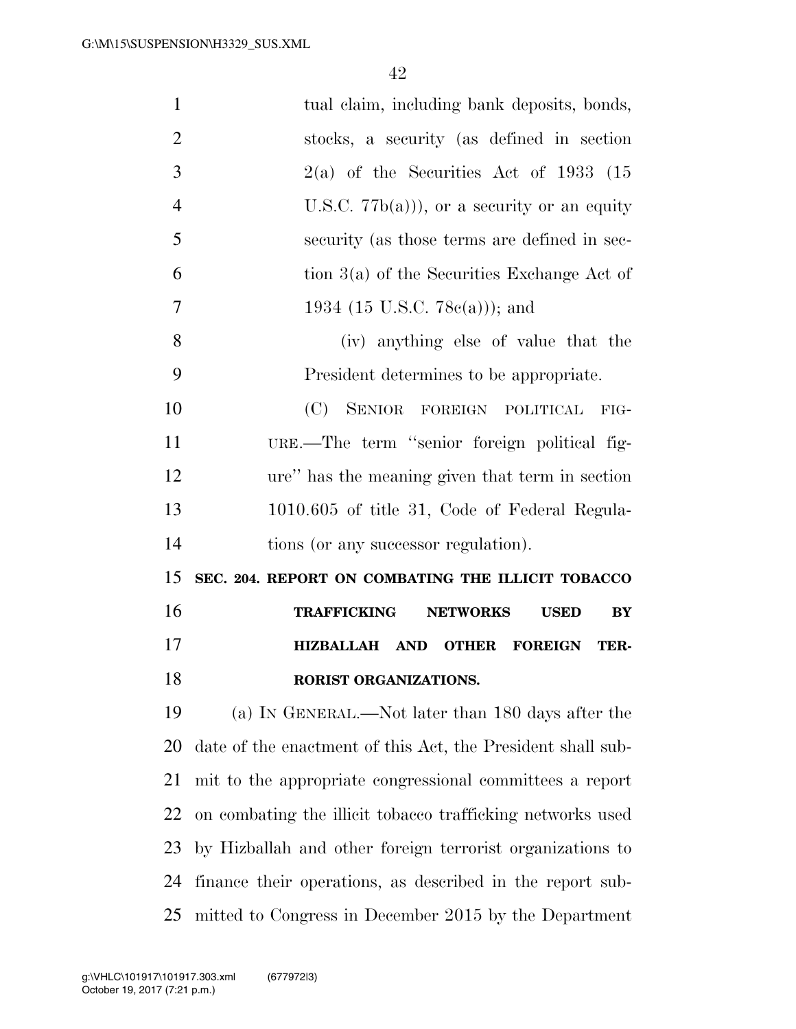tual claim, including bank deposits, bonds, stocks, a security (as defined in section 2(a) of the Securities Act of 1933 (15 U.S.C. 77b(a))), or a security or an equity security (as those terms are defined in section 3(a) of the Securities Exchange Act of 1934 (15 U.S.C. 78c(a))); and

(iv) anything else of value that the President determines to be appropriate.

(C) SENIOR FOREIGN POLITICAL FIGURE.—The term "senior foreign political figure" has the meaning given that term in section 1010.605 of title 31, Code of Federal Regulations (or any successor regulation).

**SEC. 204. REPORT ON COMBATING THE ILLICIT TOBACCO TRAFFICKING NETWORKS USED BY HIZBALLAH AND OTHER FOREIGN TERRORIST ORGANIZATIONS.**

(a) IN GENERAL.—Not later than 180 days after the date of the enactment of this Act, the President shall submit to the appropriate congressional committees a report on combating the illicit tobacco trafficking networks used by Hizballah and other foreign terrorist organizations to finance their operations, as described in the report submitted to Congress in December 2015 by the Department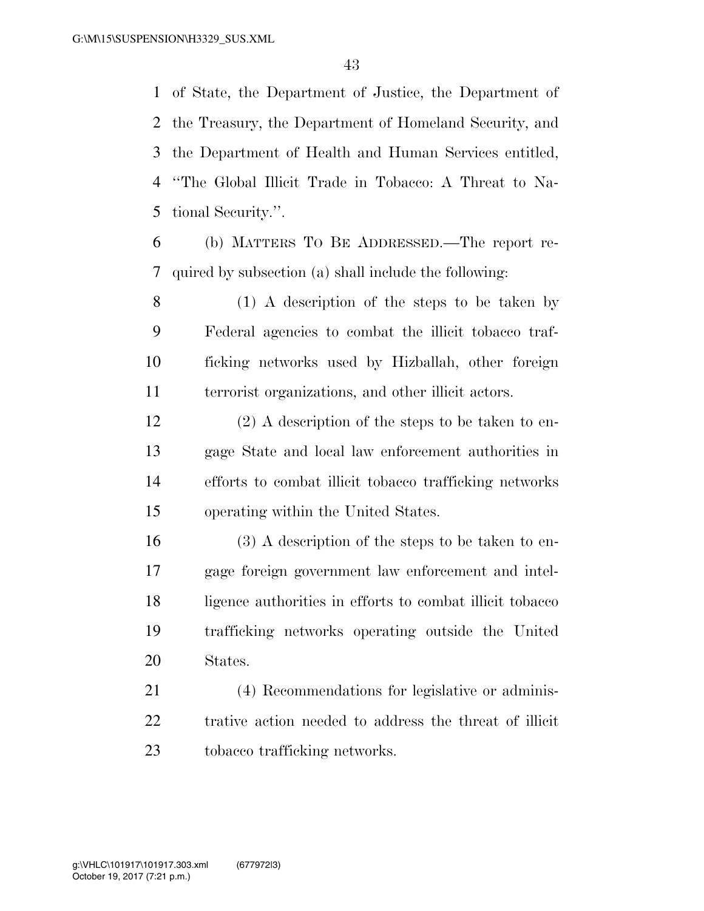of State, the Department of Justice, the Department of the Treasury, the Department of Homeland Security, and the Department of Health and Human Services entitled, "The Global Illicit Trade in Tobacco: A Threat to National Security.".

(b) MATTERS TO BE ADDRESSED.—The report required by subsection (a) shall include the following:

(1) A description of the steps to be taken by Federal agencies to combat the illicit tobacco trafficking networks used by Hizballah, other foreign terrorist organizations, and other illicit actors.

(2) A description of the steps to be taken to engage State and local law enforcement authorities in efforts to combat illicit tobacco trafficking networks operating within the United States.

(3) A description of the steps to be taken to engage foreign government law enforcement and intelligence authorities in efforts to combat illicit tobacco trafficking networks operating outside the United States.

(4) Recommendations for legislative or administrative action needed to address the threat of illicit tobacco trafficking networks.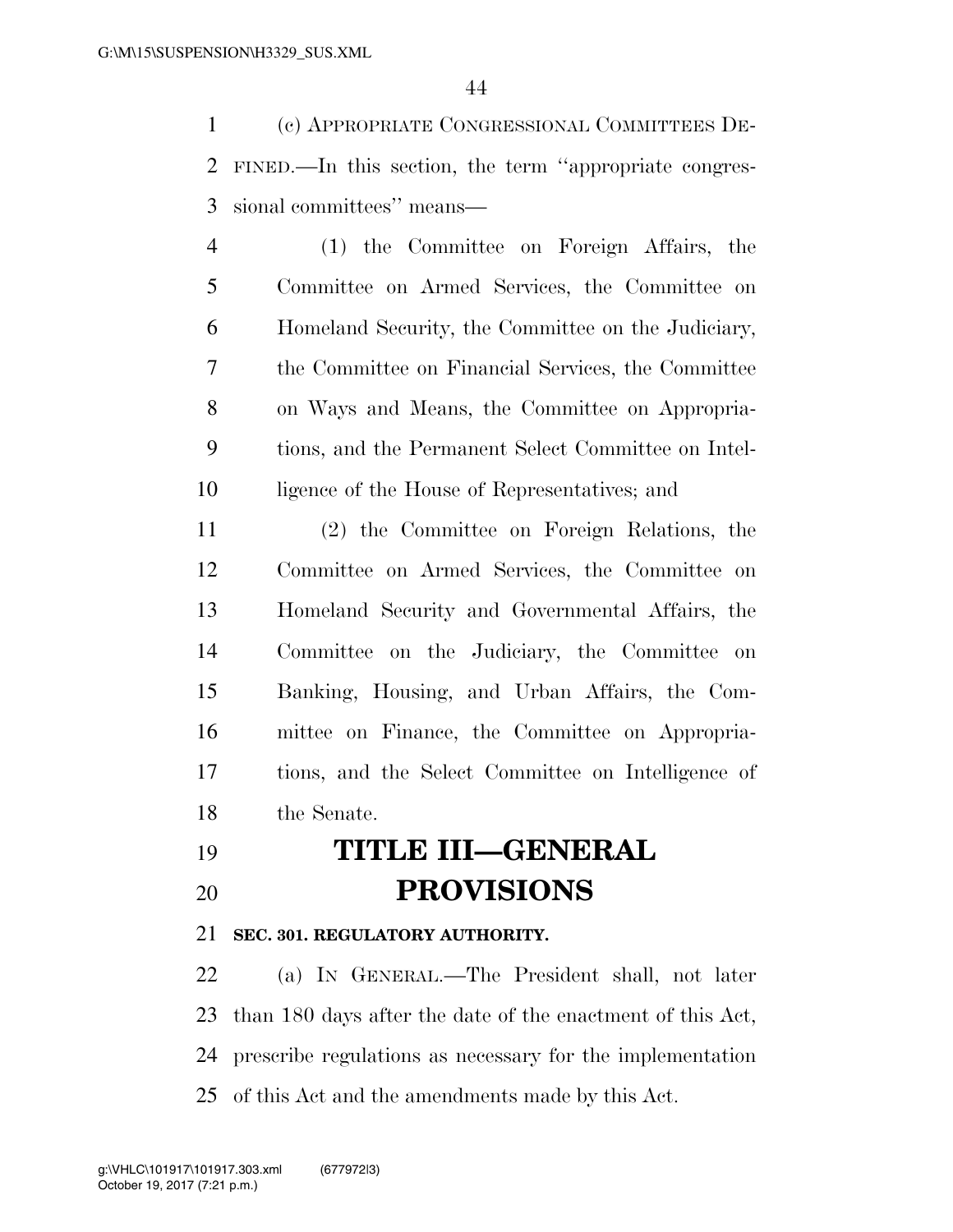(c) APPROPRIATE CONGRESSIONAL COMMITTEES DEFINED.—In this section, the term ''appropriate congressional committees'' means—

(1) the Committee on Foreign Affairs, the Committee on Armed Services, the Committee on Homeland Security, the Committee on the Judiciary, the Committee on Financial Services, the Committee on Ways and Means, the Committee on Appropriations, and the Permanent Select Committee on Intelligence of the House of Representatives; and

(2) the Committee on Foreign Relations, the Committee on Armed Services, the Committee on Homeland Security and Governmental Affairs, the Committee on the Judiciary, the Committee on Banking, Housing, and Urban Affairs, the Committee on Finance, the Committee on Appropriations, and the Select Committee on Intelligence of the Senate.

# TITLE III—GENERAL PROVISIONS

### SEC. 301. REGULATORY AUTHORITY.

(a) IN GENERAL.—The President shall, not later than 180 days after the date of the enactment of this Act, prescribe regulations as necessary for the implementation of this Act and the amendments made by this Act.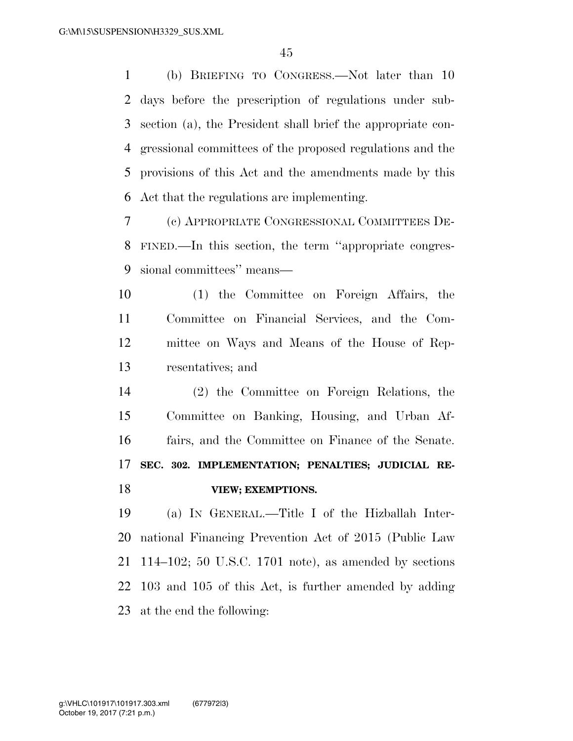(b) BRIEFING TO CONGRESS.—Not later than 10 days before the prescription of regulations under subsection (a), the President shall brief the appropriate congressional committees of the proposed regulations and the provisions of this Act and the amendments made by this Act that the regulations are implementing.

(c) APPROPRIATE CONGRESSIONAL COMMITTEES DEFINED.—In this section, the term ''appropriate congressional committees'' means—

(1) the Committee on Foreign Affairs, the Committee on Financial Services, and the Committee on Ways and Means of the House of Representatives; and

(2) the Committee on Foreign Relations, the Committee on Banking, Housing, and Urban Affairs, and the Committee on Finance of the Senate.

**SEC. 302. IMPLEMENTATION; PENALTIES; JUDICIAL REVIEW; EXEMPTIONS.**

(a) IN GENERAL.—Title I of the Hizballah International Financing Prevention Act of 2015 (Public Law 114–102; 50 U.S.C. 1701 note), as amended by sections 103 and 105 of this Act, is further amended by adding at the end the following: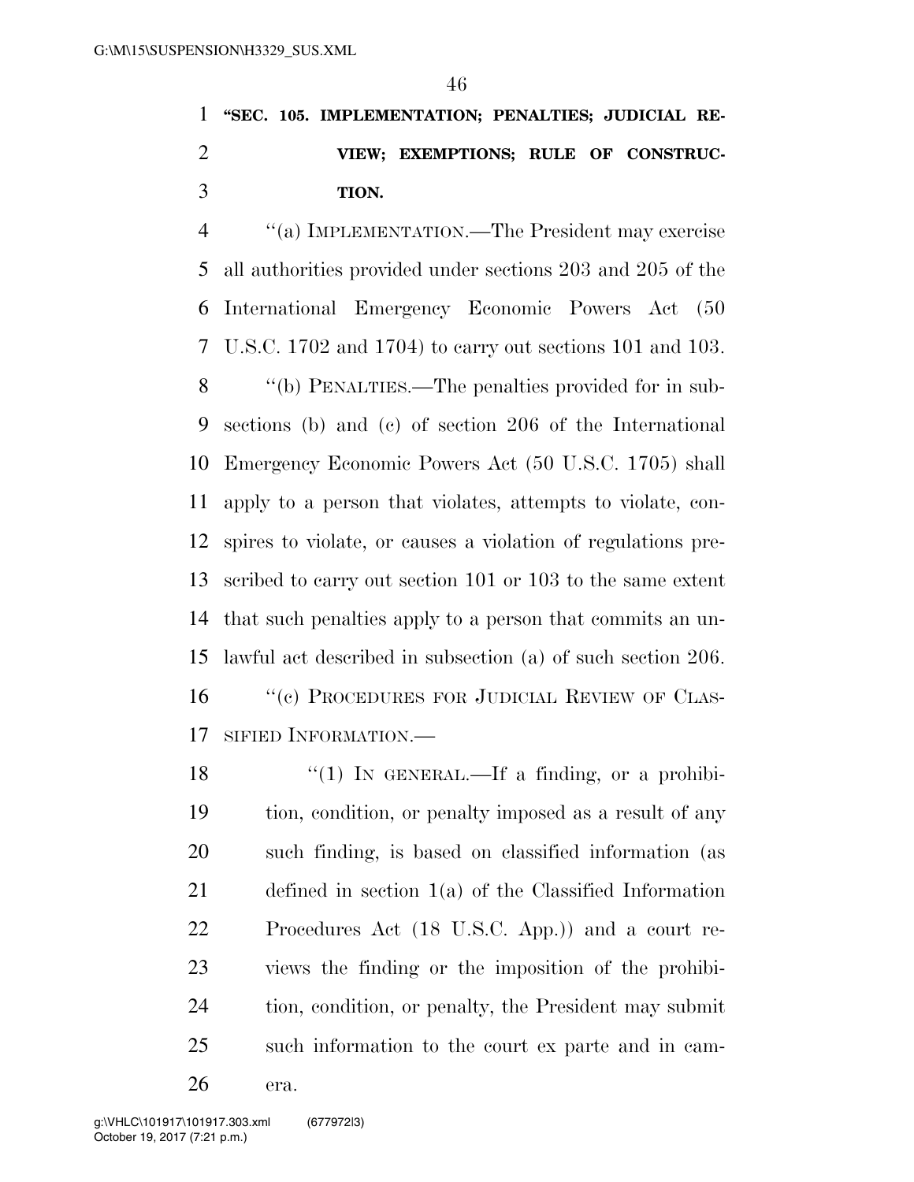**"SEC. 105. IMPLEMENTATION; PENALTIES; JUDICIAL REVIEW; EXEMPTIONS; RULE OF CONSTRUCTION.**

"(a) IMPLEMENTATION.—The President may exercise all authorities provided under sections 203 and 205 of the International Emergency Economic Powers Act (50 U.S.C. 1702 and 1704) to carry out sections 101 and 103.

"(b) PENALTIES.—The penalties provided for in subsections (b) and (c) of section 206 of the International Emergency Economic Powers Act (50 U.S.C. 1705) shall apply to a person that violates, attempts to violate, conspires to violate, or causes a violation of regulations prescribed to carry out section 101 or 103 to the same extent that such penalties apply to a person that commits an unlawful act described in subsection (a) of such section 206.

"(c) PROCEDURES FOR JUDICIAL REVIEW OF CLASSIFIED INFORMATION.—

"(1) IN GENERAL.—If a finding, or a prohibition, condition, or penalty imposed as a result of any such finding, is based on classified information (as defined in section 1(a) of the Classified Information Procedures Act (18 U.S.C. App.)) and a court reviews the finding or the imposition of the prohibition, condition, or penalty, the President may submit such information to the court ex parte and in camera.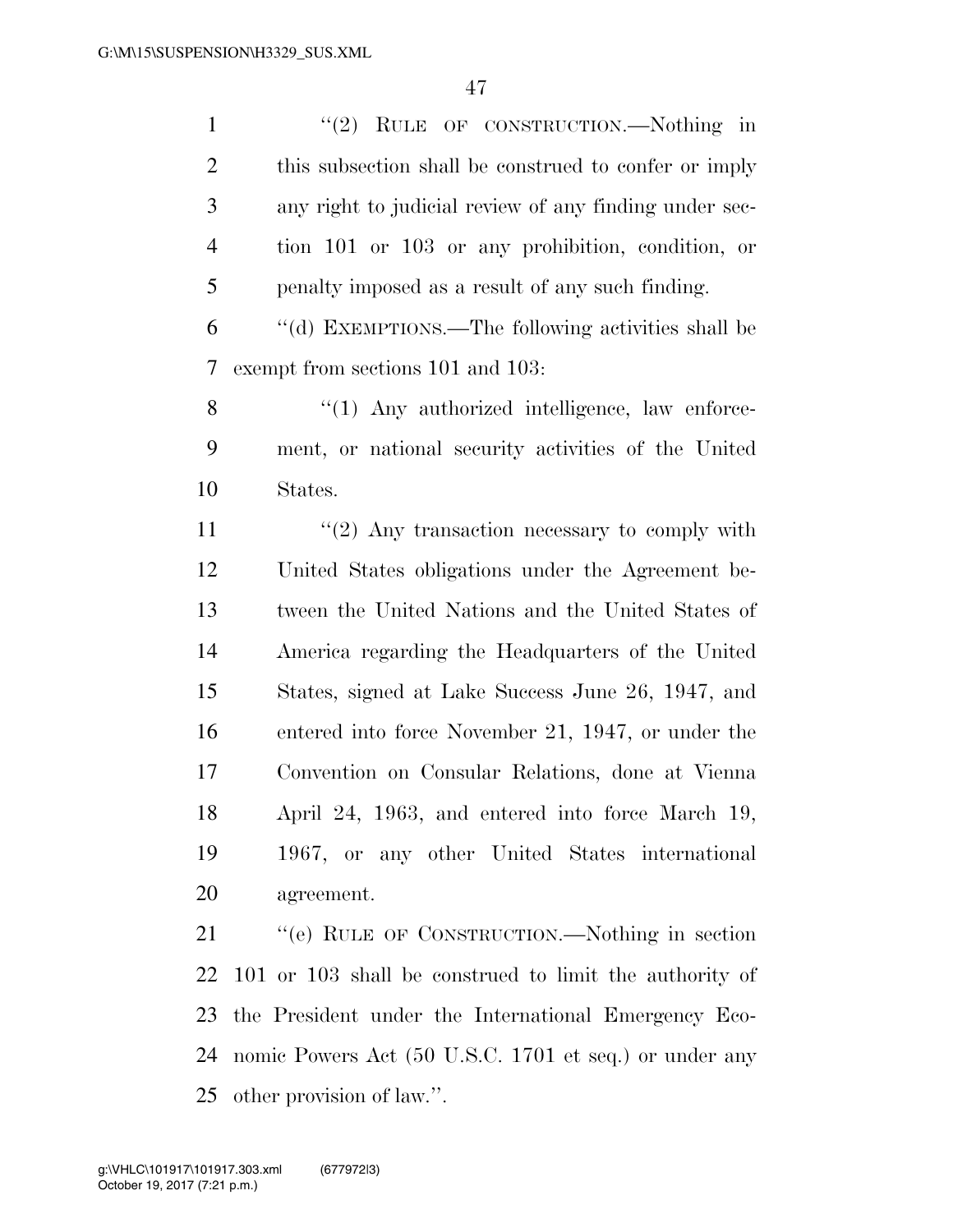''(2) Rule of construction.—Nothing in this subsection shall be construed to confer or imply any right to judicial review of any finding under section 101 or 103 or any prohibition, condition, or penalty imposed as a result of any such finding.

''(d) Exemptions.—The following activities shall be exempt from sections 101 and 103:

''(1) Any authorized intelligence, law enforcement, or national security activities of the United States.

''(2) Any transaction necessary to comply with United States obligations under the Agreement between the United Nations and the United States of America regarding the Headquarters of the United States, signed at Lake Success June 26, 1947, and entered into force November 21, 1947, or under the Convention on Consular Relations, done at Vienna April 24, 1963, and entered into force March 19, 1967, or any other United States international agreement.

''(e) Rule of Construction.—Nothing in section 101 or 103 shall be construed to limit the authority of the President under the International Emergency Economic Powers Act (50 U.S.C. 1701 et seq.) or under any other provision of law.''.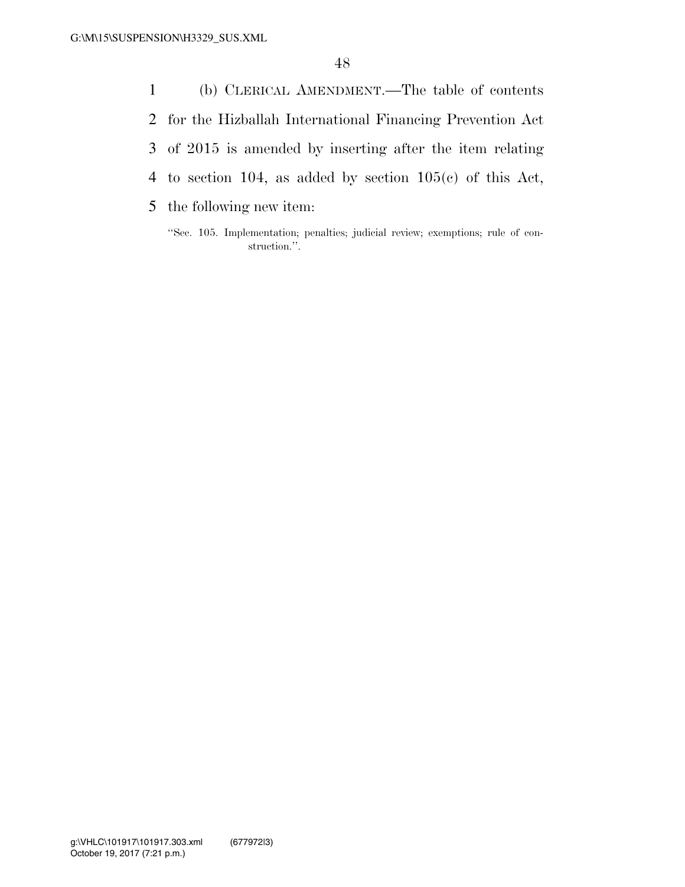(b) CLERICAL AMENDMENT.—The table of contents for the Hizballah International Financing Prevention Act of 2015 is amended by inserting after the item relating to section 104, as added by section 105(c) of this Act, the following new item:

"Sec. 105. Implementation; penalties; judicial review; exemptions; rule of construction.".